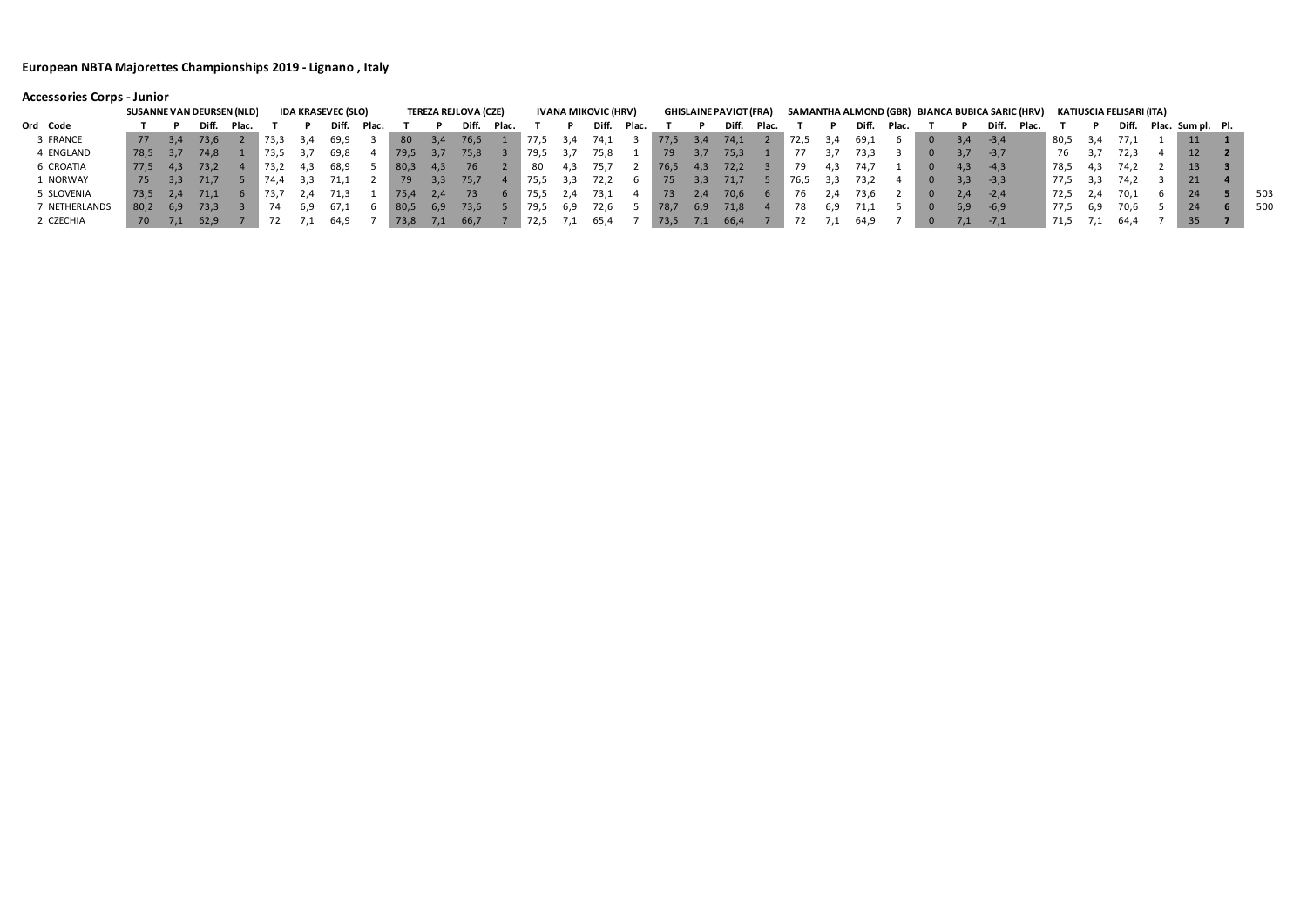# European NBTA Majorettes Championships 2019 - Lignano , Italy

## Accessories Corps - Junior

| | | SUSANNE VAN DEURSEN (NLD) | | | | IDA KRASEVEC (SLO) | | | | TEREZA REJLOVA (CZE) | | | | IVANA MIKOVIC (HRV) | | | | GHISLAINE PAVIOT (FRA) | | | | SAMANTHA ALMOND (GBR) | | | | BJANCA BUBICA SARIC (HRV) | | | | KATIUSCIA FELISARI (ITA) | | | | | | |
|---|---|---|---|---|---|---|---|---|---|---|---|---|---|---|---|---|---|---|---|---|---|---|---|---|---|---|---|---|---|---|---|---|---|---|---|---|---|---|
| Ord | Code | T | P | Diff. | Plac. | T | P | Diff. | Plac. | T | P | Diff. | Plac. | T | P | Diff. | Plac. | T | P | Diff. | Plac. | T | P | Diff. | Plac. | T | P | Diff. | Plac. | T | P | Diff. | Plac. | Sum pl. | Pl. | |
| 3 | FRANCE | 77 | 3,4 | 73,6 | 2 | 73,3 | 3,4 | 69,9 | 3 | 80 | 3,4 | 76,6 | 1 | 77,5 | 3,4 | 74,1 | 3 | 77,5 | 3,4 | 74,1 | 2 | 72,5 | 3,4 | 69,1 | 6 | 0 | 3,4 | -3,4 | | 80,5 | 3,4 | 77,1 | 1 | 11 | 1 | |
| 4 | ENGLAND | 78,5 | 3,7 | 74,8 | 1 | 73,5 | 3,7 | 69,8 | 4 | 79,5 | 3,7 | 75,8 | 3 | 79,5 | 3,7 | 75,8 | 1 | 79 | 3,7 | 75,3 | 1 | 77 | 3,7 | 73,3 | 3 | 0 | 3,7 | -3,7 | | 76 | 3,7 | 72,3 | 4 | 12 | 2 | |
| 6 | CROATIA | 77,5 | 4,3 | 73,2 | 4 | 73,2 | 4,3 | 68,9 | 5 | 80,3 | 4,3 | 76 | 2 | 80 | 4,3 | 75,7 | 2 | 76,5 | 4,3 | 72,2 | 3 | 79 | 4,3 | 74,7 | 1 | 0 | 4,3 | -4,3 | | 78,5 | 4,3 | 74,2 | 2 | 13 | 3 | |
| 1 | NORWAY | 75 | 3,3 | 71,7 | 5 | 74,4 | 3,3 | 71,1 | 2 | 79 | 3,3 | 75,7 | 4 | 75,5 | 3,3 | 72,2 | 6 | 75 | 3,3 | 71,7 | 5 | 76,5 | 3,3 | 73,2 | 4 | 0 | 3,3 | -3,3 | | 77,5 | 3,3 | 74,2 | 3 | 21 | 4 | |
| 5 | SLOVENIA | 73,5 | 2,4 | 71,1 | 6 | 73,7 | 2,4 | 71,3 | 1 | 75,4 | 2,4 | 73 | 6 | 75,5 | 2,4 | 73,1 | 4 | 73 | 2,4 | 70,6 | 6 | 76 | 2,4 | 73,6 | 2 | 0 | 2,4 | -2,4 | | 72,5 | 2,4 | 70,1 | 6 | 24 | 5 | 503 |
| 7 | NETHERLANDS | 80,2 | 6,9 | 73,3 | 3 | 74 | 6,9 | 67,1 | 6 | 80,5 | 6,9 | 73,6 | 5 | 79,5 | 6,9 | 72,6 | 5 | 78,7 | 6,9 | 71,8 | 4 | 78 | 6,9 | 71,1 | 5 | 0 | 6,9 | -6,9 | | 77,5 | 6,9 | 70,6 | 5 | 24 | 6 | 500 |
| 2 | CZECHIA | 70 | 7,1 | 62,9 | 7 | 72 | 7,1 | 64,9 | 7 | 73,8 | 7,1 | 66,7 | 7 | 72,5 | 7,1 | 65,4 | 7 | 73,5 | 7,1 | 66,4 | 7 | 72 | 7,1 | 64,9 | 7 | 0 | 7,1 | -7,1 | | 71,5 | 7,1 | 64,4 | 7 | 35 | 7 | |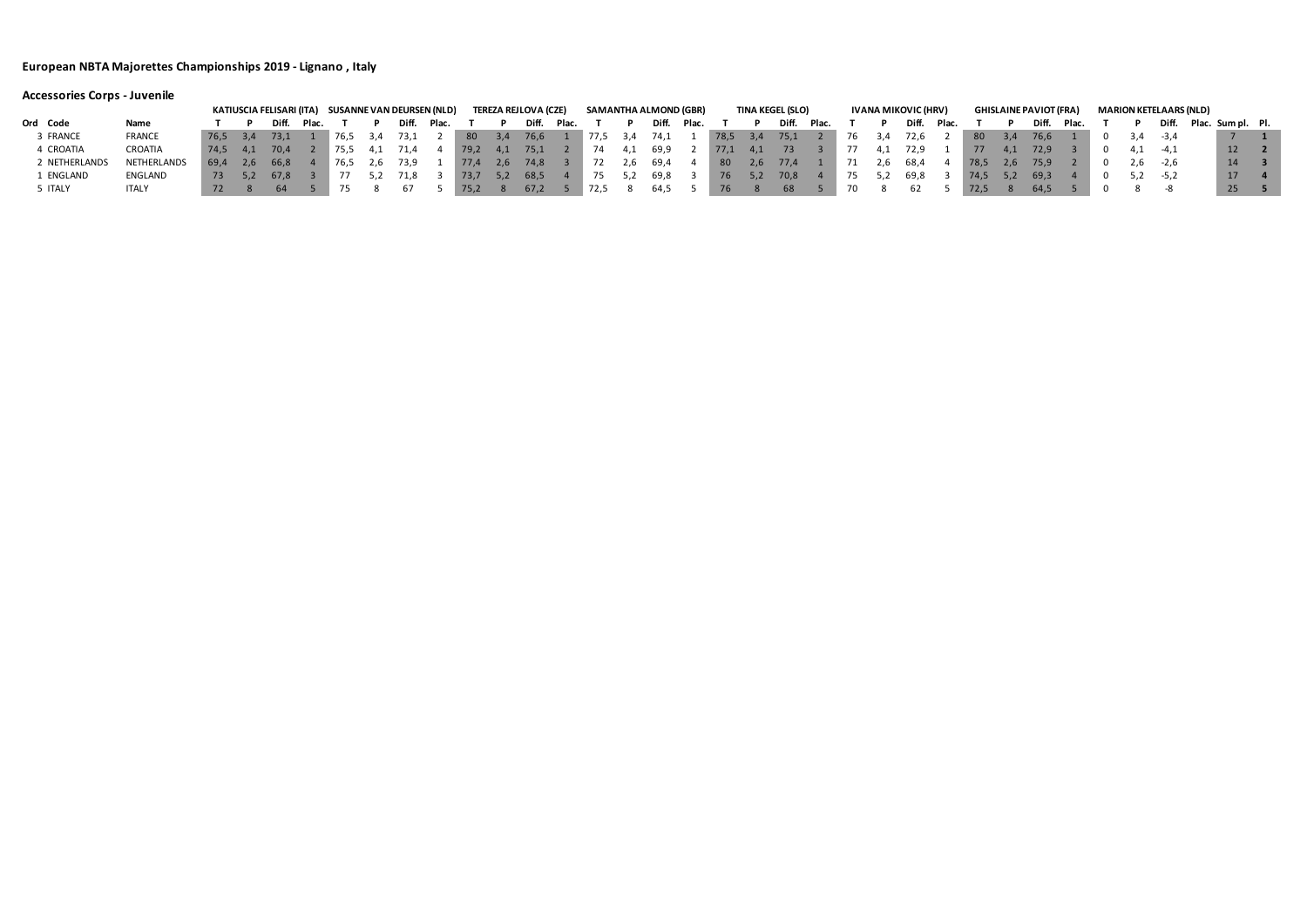# European NBTA Majorettes Championships 2019 - Lignano , Italy

## Accessories Corps - Juvenile

| | | | KATIUSCIA FELISARI (ITA) | | | | SUSANNE VAN DEURSEN (NLD) | | | | TEREZA REJLOVA (CZE) | | | | SAMANTHA ALMOND (GBR) | | | | TINA KEGEL (SLO) | | | | IVANA MIKOVIC (HRV) | | | | GHISLAINE PAVIOT (FRA) | | | | MARION KETELAARS (NLD) | | | | | |
|---|---|---|---|---|---|---|---|---|---|---|---|---|---|---|---|---|---|---|---|---|---|---|---|---|---|---|---|---|---|---|---|---|---|---|---|---|
| Ord | Code | Name | T | P | Diff. | Plac. | T | P | Diff. | Plac. | T | P | Diff. | Plac. | T | P | Diff. | Plac. | T | P | Diff. | Plac. | T | P | Diff. | Plac. | T | P | Diff. | Plac. | T | P | Diff. | Plac. | Sum pl. | Pl. |
| 3 | FRANCE | FRANCE | 76,5 | 3,4 | 73,1 | 1 | 76,5 | 3,4 | 73,1 | 2 | 80 | 3,4 | 76,6 | 1 | 77,5 | 3,4 | 74,1 | 1 | 78,5 | 3,4 | 75,1 | 2 | 76 | 3,4 | 72,6 | 2 | 80 | 3,4 | 76,6 | 1 | 0 | 3,4 | -3,4 | | 7 | 1 |
| 4 | CROATIA | CROATIA | 74,5 | 4,1 | 70,4 | 2 | 75,5 | 4,1 | 71,4 | 4 | 79,2 | 4,1 | 75,1 | 2 | 74 | 4,1 | 69,9 | 2 | 77,1 | 4,1 | 73 | 3 | 77 | 4,1 | 72,9 | 1 | 77 | 4,1 | 72,9 | 3 | 0 | 4,1 | -4,1 | | 12 | 2 |
| 2 | NETHERLANDS | NETHERLANDS | 69,4 | 2,6 | 66,8 | 4 | 76,5 | 2,6 | 73,9 | 1 | 77,4 | 2,6 | 74,8 | 3 | 72 | 2,6 | 69,4 | 4 | 80 | 2,6 | 77,4 | 1 | 71 | 2,6 | 68,4 | 4 | 78,5 | 2,6 | 75,9 | 2 | 0 | 2,6 | -2,6 | | 14 | 3 |
| 1 | ENGLAND | ENGLAND | 73 | 5,2 | 67,8 | 3 | 77 | 5,2 | 71,8 | 3 | 73,7 | 5,2 | 68,5 | 4 | 75 | 5,2 | 69,8 | 3 | 76 | 5,2 | 70,8 | 4 | 75 | 5,2 | 69,8 | 3 | 74,5 | 5,2 | 69,3 | 4 | 0 | 5,2 | -5,2 | | 17 | 4 |
| 5 | ITALY | ITALY | 72 | 8 | 64 | 5 | 75 | 8 | 67 | 5 | 75,2 | 8 | 67,2 | 5 | 72,5 | 8 | 64,5 | 5 | 76 | 8 | 68 | 5 | 70 | 8 | 62 | 5 | 72,5 | 8 | 64,5 | 5 | 0 | 8 | -8 | | 25 | 5 |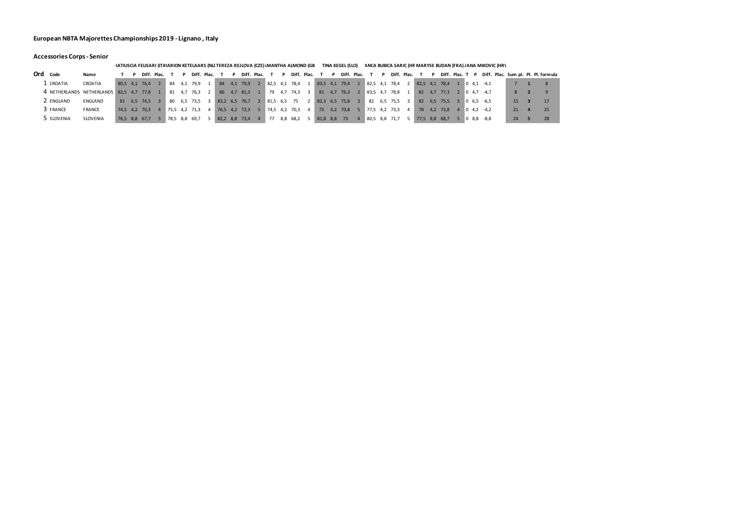**European NBTA Majorettes Championships 2019 - Lignano , Italy**

**Accessories Corps - Senior**

| Ord | Code | Name | KATIUSCIA FELISARI (ITA) | | | | MARION KETELAARS (NL) | | | | TEREZA REJLOVA (CZE) | | | | SAMANTHA ALMOND (GB) | | | | TINA KEGEL (SLO) | | | | BIANCA BUBICA SARIC (HR) | | | | MARYSE BUDAN (FRA) | | | | IVANA MIKOVIC (HRV) | | | | | | |
|---|---|---|---|---|---|---|---|---|---|---|---|---|---|---|---|---|---|---|---|---|---|---|---|---|---|---|---|---|---|---|---|---|---|---|---|---|---|
| | | | T | P | Diff. | Plac. | T | P | Diff. | Plac. | T | P | Diff. | Plac. | T | P | Diff. | Plac. | T | P | Diff. | Plac. | T | P | Diff. | Plac. | T | P | Diff. | Plac. | T | P | Diff. | Plac. | Sum pl. | Pl. | Pl. formula |
| 1 | CROATIA | CROATIA | 80,5 | 4,1 | 76,4 | 2 | 84 | 4,1 | 79,9 | 1 | 84 | 4,1 | 79,9 | 2 | 82,5 | 4,1 | 78,4 | 1 | 83,5 | 4,1 | 79,4 | 1 | 82,5 | 4,1 | 78,4 | 2 | 82,5 | 4,1 | 78,4 | 1 | 0 | 4,1 | -4,1 | | 7 | **1** | 8 |
| 4 | NETHERLANDS | NETHERLANDS | 82,5 | 4,7 | 77,8 | 1 | 81 | 4,7 | 76,3 | 2 | 86 | 4,7 | 81,3 | 1 | 79 | 4,7 | 74,3 | 3 | 81 | 4,7 | 76,3 | 2 | 83,5 | 4,7 | 78,8 | 1 | 82 | 4,7 | 77,3 | 2 | 0 | 4,7 | -4,7 | | 8 | **2** | 9 |
| 2 | ENGLAND | ENGLAND | 81 | 6,5 | 74,5 | 3 | 80 | 6,5 | 73,5 | 3 | 83,2 | 6,5 | 76,7 | 3 | 81,5 | 6,5 | 75 | 2 | 82,3 | 6,5 | 75,8 | 3 | 82 | 6,5 | 75,5 | 3 | 82 | 6,5 | 75,5 | 3 | 0 | 6,5 | -6,5 | | 15 | **3** | 17 |
| 3 | FRANCE | FRANCE | 74,5 | 4,2 | 70,3 | 4 | 75,5 | 4,2 | 71,3 | 4 | 76,5 | 4,2 | 72,3 | 5 | 74,5 | 4,2 | 70,3 | 4 | 75 | 4,2 | 70,8 | 5 | 77,5 | 4,2 | 73,3 | 4 | 78 | 4,2 | 73,8 | 4 | 0 | 4,2 | -4,2 | | 21 | **4** | 25 |
| 5 | SLOVENIA | SLOVENIA | 76,5 | 8,8 | 67,7 | 5 | 78,5 | 8,8 | 69,7 | 5 | 82,2 | 8,8 | 73,4 | 4 | 77 | 8,8 | 68,2 | 5 | 81,8 | 8,8 | 73 | 4 | 80,5 | 8,8 | 71,7 | 5 | 77,5 | 8,8 | 68,7 | 5 | 0 | 8,8 | -8,8 | | 24 | **5** | 28 |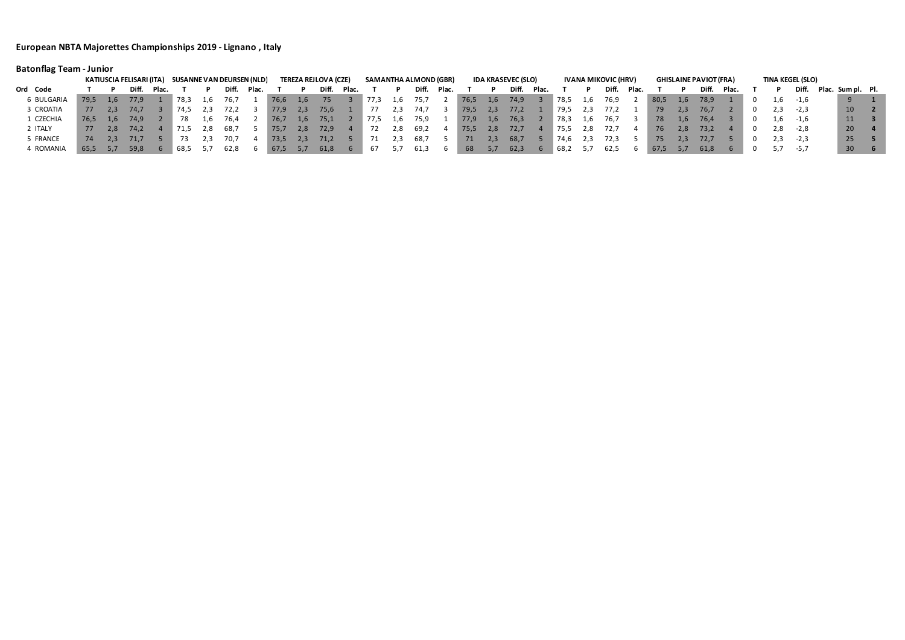**European NBTA Majorettes Championships 2019 - Lignano , Italy**

**Batonflag Team - Junior**

| | | KATIUSCIA FELISARI (ITA) | | | | SUSANNE VAN DEURSEN (NLD) | | | | TEREZA REJLOVA (CZE) | | | | SAMANTHA ALMOND (GBR) | | | | IDA KRASEVEC (SLO) | | | | IVANA MIKOVIC (HRV) | | | | GHISLAINE PAVIOT (FRA) | | | | TINA KEGEL (SLO) | | | | | |
|---|---|---|---|---|---|---|---|---|---|---|---|---|---|---|---|---|---|---|---|---|---|---|---|---|---|---|---|---|---|---|---|---|---|---|---|---|---|
| Ord | Code | T | P | Diff. | Plac. | T | P | Diff. | Plac. | T | P | Diff. | Plac. | T | P | Diff. | Plac. | T | P | Diff. | Plac. | T | P | Diff. | Plac. | T | P | Diff. | Plac. | T | P | Diff. | Plac. | Sum pl. | Pl. |
| 6 | BULGARIA | 79,5 | 1,6 | 77,9 | 1 | 78,3 | 1,6 | 76,7 | 1 | 76,6 | 1,6 | 75 | 3 | 77,3 | 1,6 | 75,7 | 2 | 76,5 | 1,6 | 74,9 | 3 | 78,5 | 1,6 | 76,9 | 2 | 80,5 | 1,6 | 78,9 | 1 | 0 | 1,6 | -1,6 | | 9 | 1 |
| 3 | CROATIA | 77 | 2,3 | 74,7 | 3 | 74,5 | 2,3 | 72,2 | 3 | 77,9 | 2,3 | 75,6 | 1 | 77 | 2,3 | 74,7 | 3 | 79,5 | 2,3 | 77,2 | 1 | 79,5 | 2,3 | 77,2 | 1 | 79 | 2,3 | 76,7 | 2 | 0 | 2,3 | -2,3 | | 10 | 2 |
| 1 | CZECHIA | 76,5 | 1,6 | 74,9 | 2 | 78 | 1,6 | 76,4 | 2 | 76,7 | 1,6 | 75,1 | 2 | 77,5 | 1,6 | 75,9 | 1 | 77,9 | 1,6 | 76,3 | 2 | 78,3 | 1,6 | 76,7 | 3 | 78 | 1,6 | 76,4 | 3 | 0 | 1,6 | -1,6 | | 11 | 3 |
| 2 | ITALY | 77 | 2,8 | 74,2 | 4 | 71,5 | 2,8 | 68,7 | 5 | 75,7 | 2,8 | 72,9 | 4 | 72 | 2,8 | 69,2 | 4 | 75,5 | 2,8 | 72,7 | 4 | 75,5 | 2,8 | 72,7 | 4 | 76 | 2,8 | 73,2 | 4 | 0 | 2,8 | -2,8 | | 20 | 4 |
| 5 | FRANCE | 74 | 2,3 | 71,7 | 5 | 73 | 2,3 | 70,7 | 4 | 73,5 | 2,3 | 71,2 | 5 | 71 | 2,3 | 68,7 | 5 | 71 | 2,3 | 68,7 | 5 | 74,6 | 2,3 | 72,3 | 5 | 75 | 2,3 | 72,7 | 5 | 0 | 2,3 | -2,3 | | 25 | 5 |
| 4 | ROMANIA | 65,5 | 5,7 | 59,8 | 6 | 68,5 | 5,7 | 62,8 | 6 | 67,5 | 5,7 | 61,8 | 6 | 67 | 5,7 | 61,3 | 6 | 68 | 5,7 | 62,3 | 6 | 68,2 | 5,7 | 62,5 | 6 | 67,5 | 5,7 | 61,8 | 6 | 0 | 5,7 | -5,7 | | 30 | 6 |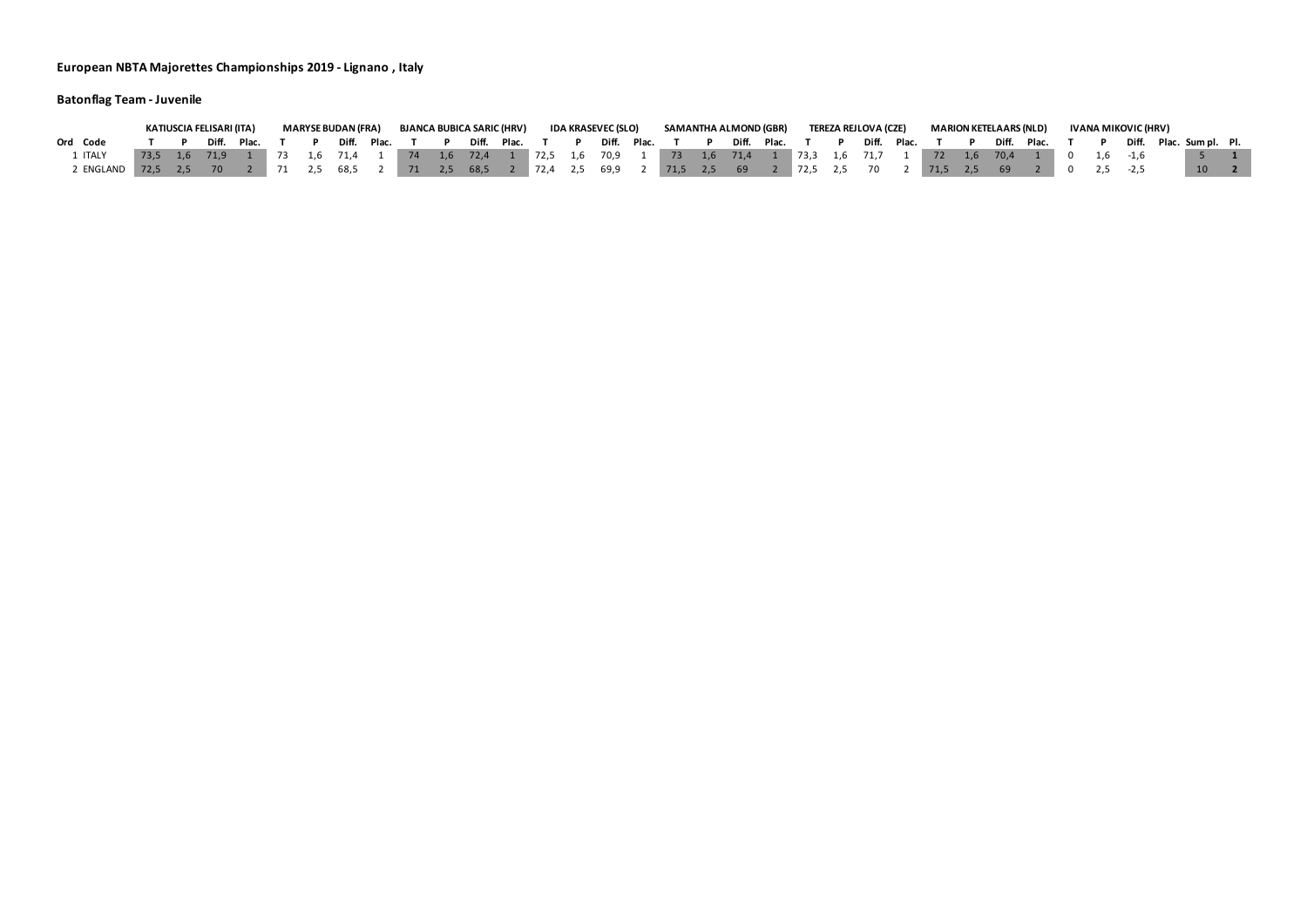**European NBTA Majorettes Championships 2019 - Lignano , Italy**

**Batonflag Team - Juvenile**

| | | KATIUSCIA FELISARI (ITA) | | | | MARYSE BUDAN (FRA) | | | | BJANCA BUBICA SARIC (HRV) | | | | IDA KRASEVEC (SLO) | | | | SAMANTHA ALMOND (GBR) | | | | TEREZA REJLOVA (CZE) | | | | MARION KETELAARS (NLD) | | | | IVANA MIKOVIC (HRV) | | | | | |
|---|---|---|---|---|---|---|---|---|---|---|---|---|---|---|---|---|---|---|---|---|---|---|---|---|---|---|---|---|---|---|---|---|---|---|---|---|---|
| **Ord** | **Code** | **T** | **P** | **Diff.** | **Plac.** | **T** | **P** | **Diff.** | **Plac.** | **T** | **P** | **Diff.** | **Plac.** | **T** | **P** | **Diff.** | **Plac.** | **T** | **P** | **Diff.** | **Plac.** | **T** | **P** | **Diff.** | **Plac.** | **T** | **P** | **Diff.** | **Plac.** | **T** | **P** | **Diff.** | **Plac.** | **Sum pl.** | **Pl.** |
| 1 | ITALY | 73,5 | 1,6 | 71,9 | 1 | 73 | 1,6 | 71,4 | 1 | 74 | 1,6 | 72,4 | 1 | 72,5 | 1,6 | 70,9 | 1 | 73 | 1,6 | 71,4 | 1 | 73,3 | 1,6 | 71,7 | 1 | 72 | 1,6 | 70,4 | 1 | 0 | 1,6 | -1,6 | | 5 | **1** |
| 2 | ENGLAND | 72,5 | 2,5 | 70 | 2 | 71 | 2,5 | 68,5 | 2 | 71 | 2,5 | 68,5 | 2 | 72,4 | 2,5 | 69,9 | 2 | 71,5 | 2,5 | 69 | 2 | 72,5 | 2,5 | 70 | 2 | 71,5 | 2,5 | 69 | 2 | 0 | 2,5 | -2,5 | | 10 | **2** |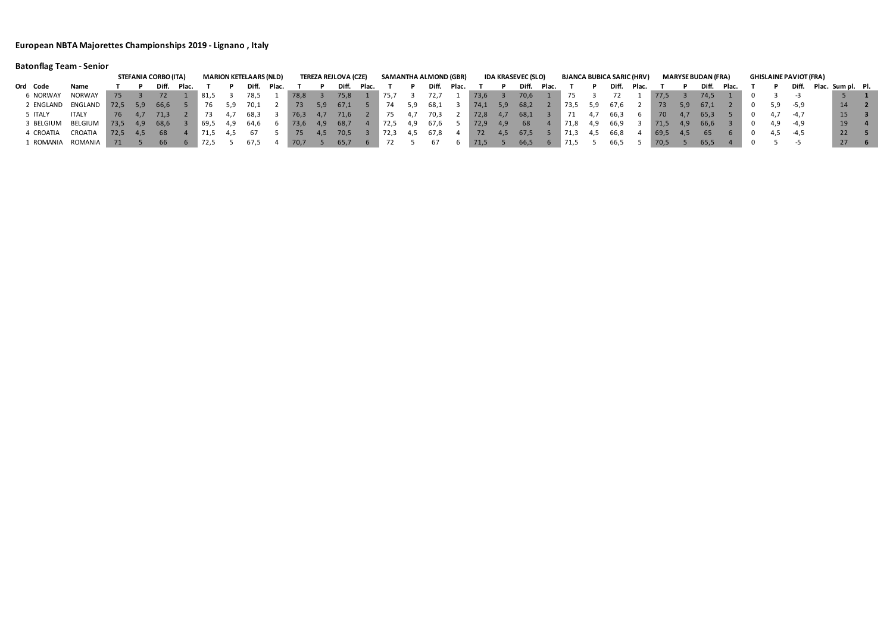## European NBTA Majorettes Championships 2019 - Lignano , Italy

### Batonflag Team - Senior

| | | | STEFANIA CORBO (ITA) | | | | MARION KETELAARS (NLD) | | | | TEREZA REJLOVA (CZE) | | | | SAMANTHA ALMOND (GBR) | | | | IDA KRASEVEC (SLO) | | | | BJANCA BUBICA SARIC (HRV) | | | | MARYSE BUDAN (FRA) | | | | GHISLAINE PAVIOT (FRA) | | | | | |
|---|---|---|---|---|---|---|---|---|---|---|---|---|---|---|---|---|---|---|---|---|---|---|---|---|---|---|---|---|---|---|---|---|---|---|---|---|---|---|
| Ord | Code | Name | T | P | Diff. | Plac. | T | P | Diff. | Plac. | T | P | Diff. | Plac. | T | P | Diff. | Plac. | T | P | Diff. | Plac. | T | P | Diff. | Plac. | T | P | Diff. | Plac. | T | P | Diff. | Plac. | Sum pl. | Pl. |
| 6 | NORWAY | NORWAY | 75 | 3 | 72 | 1 | 81,5 | 3 | 78,5 | 1 | 78,8 | 3 | 75,8 | 1 | 75,7 | 3 | 72,7 | 1 | 73,6 | 3 | 70,6 | 1 | 75 | 3 | 72 | 1 | 77,5 | 3 | 74,5 | 1 | 0 | 3 | -3 | | 5 | 1 |
| 2 | ENGLAND | ENGLAND | 72,5 | 5,9 | 66,6 | 5 | 76 | 5,9 | 70,1 | 2 | 73 | 5,9 | 67,1 | 5 | 74 | 5,9 | 68,1 | 3 | 74,1 | 5,9 | 68,2 | 2 | 73,5 | 5,9 | 67,6 | 2 | 73 | 5,9 | 67,1 | 2 | 0 | 5,9 | -5,9 | | 14 | 2 |
| 5 | ITALY | ITALY | 76 | 4,7 | 71,3 | 2 | 73 | 4,7 | 68,3 | 3 | 76,3 | 4,7 | 71,6 | 2 | 75 | 4,7 | 70,3 | 2 | 72,8 | 4,7 | 68,1 | 3 | 71 | 4,7 | 66,3 | 6 | 70 | 4,7 | 65,3 | 5 | 0 | 4,7 | -4,7 | | 15 | 3 |
| 3 | BELGIUM | BELGIUM | 73,5 | 4,9 | 68,6 | 3 | 69,5 | 4,9 | 64,6 | 6 | 73,6 | 4,9 | 68,7 | 4 | 72,5 | 4,9 | 67,6 | 5 | 72,9 | 4,9 | 68 | 4 | 71,8 | 4,9 | 66,9 | 3 | 71,5 | 4,9 | 66,6 | 3 | 0 | 4,9 | -4,9 | | 19 | 4 |
| 4 | CROATIA | CROATIA | 72,5 | 4,5 | 68 | 4 | 71,5 | 4,5 | 67 | 5 | 75 | 4,5 | 70,5 | 3 | 72,3 | 4,5 | 67,8 | 4 | 72 | 4,5 | 67,5 | 5 | 71,3 | 4,5 | 66,8 | 4 | 69,5 | 4,5 | 65 | 6 | 0 | 4,5 | -4,5 | | 22 | 5 |
| 1 | ROMANIA | ROMANIA | 71 | 5 | 66 | 6 | 72,5 | 5 | 67,5 | 4 | 70,7 | 5 | 65,7 | 6 | 72 | 5 | 67 | 6 | 71,5 | 5 | 66,5 | 6 | 71,5 | 5 | 66,5 | 5 | 70,5 | 5 | 65,5 | 4 | 0 | 5 | -5 | | 27 | 6 |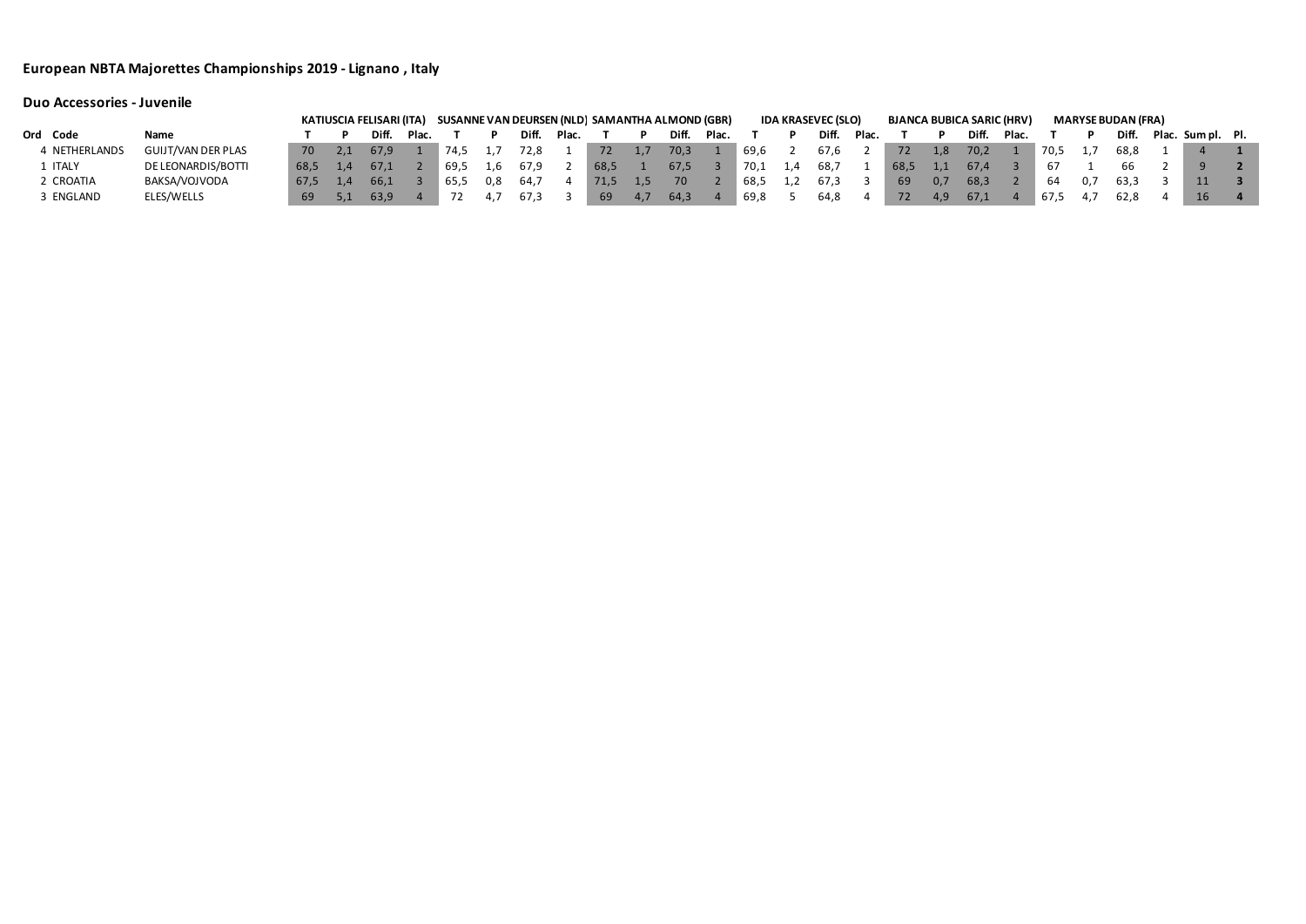## European NBTA Majorettes Championships 2019 - Lignano , Italy

### Duo Accessories - Juvenile

| | | | KATIUSCIA FELISARI (ITA) | | | | SUSANNE VAN DEURSEN (NLD) | | | | SAMANTHA ALMOND (GBR) | | | | IDA KRASEVEC (SLO) | | | | BJANCA BUBICA SARIC (HRV) | | | | MARYSE BUDAN (FRA) | | | | | |
|---|---|---|---|---|---|---|---|---|---|---|---|---|---|---|---|---|---|---|---|---|---|---|---|---|---|---|---|---|
| Ord | Code | Name | T | P | Diff. | Plac. | T | P | Diff. | Plac. | T | P | Diff. | Plac. | T | P | Diff. | Plac. | T | P | Diff. | Plac. | T | P | Diff. | Plac. | Sum pl. | Pl. |
| 4 | NETHERLANDS | GUIJT/VAN DER PLAS | 70 | 2,1 | 67,9 | 1 | 74,5 | 1,7 | 72,8 | 1 | 72 | 1,7 | 70,3 | 1 | 69,6 | 2 | 67,6 | 2 | 72 | 1,8 | 70,2 | 1 | 70,5 | 1,7 | 68,8 | 1 | 4 | **1** |
| 1 | ITALY | DE LEONARDIS/BOTTI | 68,5 | 1,4 | 67,1 | 2 | 69,5 | 1,6 | 67,9 | 2 | 68,5 | 1 | 67,5 | 3 | 70,1 | 1,4 | 68,7 | 1 | 68,5 | 1,1 | 67,4 | 3 | 67 | 1 | 66 | 2 | 9 | **2** |
| 2 | CROATIA | BAKSA/VOJVODA | 67,5 | 1,4 | 66,1 | 3 | 65,5 | 0,8 | 64,7 | 4 | 71,5 | 1,5 | 70 | 2 | 68,5 | 1,2 | 67,3 | 3 | 69 | 0,7 | 68,3 | 2 | 64 | 0,7 | 63,3 | 3 | 11 | **3** |
| 3 | ENGLAND | ELES/WELLS | 69 | 5,1 | 63,9 | 4 | 72 | 4,7 | 67,3 | 3 | 69 | 4,7 | 64,3 | 4 | 69,8 | 5 | 64,8 | 4 | 72 | 4,9 | 67,1 | 4 | 67,5 | 4,7 | 62,8 | 4 | 16 | **4** |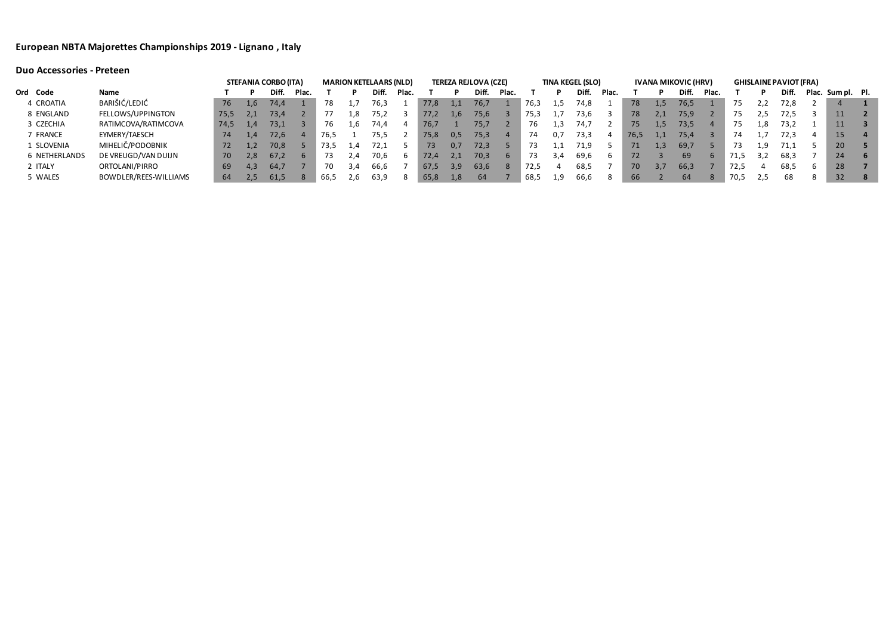## European NBTA Majorettes Championships 2019 - Lignano , Italy

### Duo Accessories - Preteen

| | | | STEFANIA CORBO (ITA) | | | | MARION KETELAARS (NLD) | | | | TEREZA REJLOVA (CZE) | | | | TINA KEGEL (SLO) | | | | IVANA MIKOVIC (HRV) | | | | GHISLAINE PAVIOT (FRA) | | | | | |
|---|---|---|---|---|---|---|---|---|---|---|---|---|---|---|---|---|---|---|---|---|---|---|---|---|---|---|---|---|
| Ord | Code | Name | T | P | Diff. | Plac. | T | P | Diff. | Plac. | T | P | Diff. | Plac. | T | P | Diff. | Plac. | T | P | Diff. | Plac. | T | P | Diff. | Plac. | Sum pl. | Pl. |
| 4 | CROATIA | BARIŠIĆ/LEDIĆ | 76 | 1,6 | 74,4 | 1 | 78 | 1,7 | 76,3 | 1 | 77,8 | 1,1 | 76,7 | 1 | 76,3 | 1,5 | 74,8 | 1 | 78 | 1,5 | 76,5 | 1 | 75 | 2,2 | 72,8 | 2 | 4 | 1 |
| 8 | ENGLAND | FELLOWS/UPPINGTON | 75,5 | 2,1 | 73,4 | 2 | 77 | 1,8 | 75,2 | 3 | 77,2 | 1,6 | 75,6 | 3 | 75,3 | 1,7 | 73,6 | 3 | 78 | 2,1 | 75,9 | 2 | 75 | 2,5 | 72,5 | 3 | 11 | 2 |
| 3 | CZECHIA | RATIMCOVA/RATIMCOVA | 74,5 | 1,4 | 73,1 | 3 | 76 | 1,6 | 74,4 | 4 | 76,7 | 1 | 75,7 | 2 | 76 | 1,3 | 74,7 | 2 | 75 | 1,5 | 73,5 | 4 | 75 | 1,8 | 73,2 | 1 | 11 | 3 |
| 7 | FRANCE | EYMERY/TAESCH | 74 | 1,4 | 72,6 | 4 | 76,5 | 1 | 75,5 | 2 | 75,8 | 0,5 | 75,3 | 4 | 74 | 0,7 | 73,3 | 4 | 76,5 | 1,1 | 75,4 | 3 | 74 | 1,7 | 72,3 | 4 | 15 | 4 |
| 1 | SLOVENIA | MIHELIČ/PODOBNIK | 72 | 1,2 | 70,8 | 5 | 73,5 | 1,4 | 72,1 | 5 | 73 | 0,7 | 72,3 | 5 | 73 | 1,1 | 71,9 | 5 | 71 | 1,3 | 69,7 | 5 | 73 | 1,9 | 71,1 | 5 | 20 | 5 |
| 6 | NETHERLANDS | DE VREUGD/VAN DUIJN | 70 | 2,8 | 67,2 | 6 | 73 | 2,4 | 70,6 | 6 | 72,4 | 2,1 | 70,3 | 6 | 73 | 3,4 | 69,6 | 6 | 72 | 3 | 69 | 6 | 71,5 | 3,2 | 68,3 | 7 | 24 | 6 |
| 2 | ITALY | ORTOLANI/PIRRO | 69 | 4,3 | 64,7 | 7 | 70 | 3,4 | 66,6 | 7 | 67,5 | 3,9 | 63,6 | 8 | 72,5 | 4 | 68,5 | 7 | 70 | 3,7 | 66,3 | 7 | 72,5 | 4 | 68,5 | 6 | 28 | 7 |
| 5 | WALES | BOWDLER/REES-WILLIAMS | 64 | 2,5 | 61,5 | 8 | 66,5 | 2,6 | 63,9 | 8 | 65,8 | 1,8 | 64 | 7 | 68,5 | 1,9 | 66,6 | 8 | 66 | 2 | 64 | 8 | 70,5 | 2,5 | 68 | 8 | 32 | 8 |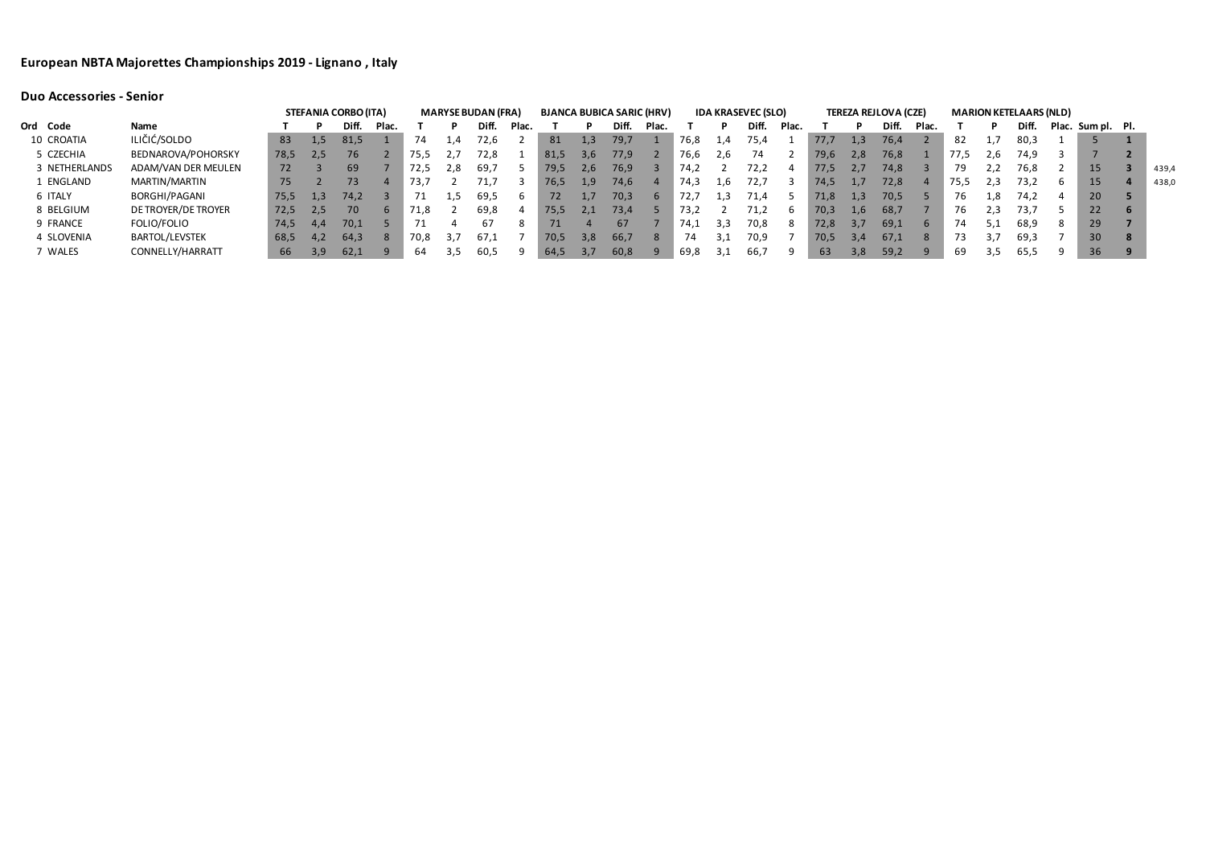# European NBTA Majorettes Championships 2019 - Lignano , Italy

## Duo Accessories - Senior

| | | | STEFANIA CORBO (ITA) | | | | MARYSE BUDAN (FRA) | | | | BJANCA BUBICA SARIC (HRV) | | | | IDA KRASEVEC (SLO) | | | | TEREZA REJLOVA (CZE) | | | | MARION KETELAARS (NLD) | | | | | | |
|---|---|---|---|---|---|---|---|---|---|---|---|---|---|---|---|---|---|---|---|---|---|---|---|---|---|---|---|---|---|
| Ord | Code | Name | T | P | Diff. | Plac. | T | P | Diff. | Plac. | T | P | Diff. | Plac. | T | P | Diff. | Plac. | T | P | Diff. | Plac. | T | P | Diff. | Plac. | Sum pl. | Pl. | |
| 10 | CROATIA | ILIČIĆ/SOLDO | 83 | 1,5 | 81,5 | 1 | 74 | 1,4 | 72,6 | 2 | 81 | 1,3 | 79,7 | 1 | 76,8 | 1,4 | 75,4 | 1 | 77,7 | 1,3 | 76,4 | 2 | 82 | 1,7 | 80,3 | 1 | 5 | 1 | |
| 5 | CZECHIA | BEDNAROVA/POHORSKY | 78,5 | 2,5 | 76 | 2 | 75,5 | 2,7 | 72,8 | 1 | 81,5 | 3,6 | 77,9 | 2 | 76,6 | 2,6 | 74 | 2 | 79,6 | 2,8 | 76,8 | 1 | 77,5 | 2,6 | 74,9 | 3 | 7 | 2 | |
| 3 | NETHERLANDS | ADAM/VAN DER MEULEN | 72 | 3 | 69 | 7 | 72,5 | 2,8 | 69,7 | 5 | 79,5 | 2,6 | 76,9 | 3 | 74,2 | 2 | 72,2 | 4 | 77,5 | 2,7 | 74,8 | 3 | 79 | 2,2 | 76,8 | 2 | 15 | 3 | 439,4 |
| 1 | ENGLAND | MARTIN/MARTIN | 75 | 2 | 73 | 4 | 73,7 | 2 | 71,7 | 3 | 76,5 | 1,9 | 74,6 | 4 | 74,3 | 1,6 | 72,7 | 3 | 74,5 | 1,7 | 72,8 | 4 | 75,5 | 2,3 | 73,2 | 6 | 15 | 4 | 438,0 |
| 6 | ITALY | BORGHI/PAGANI | 75,5 | 1,3 | 74,2 | 3 | 71 | 1,5 | 69,5 | 6 | 72 | 1,7 | 70,3 | 6 | 72,7 | 1,3 | 71,4 | 5 | 71,8 | 1,3 | 70,5 | 5 | 76 | 1,8 | 74,2 | 4 | 20 | 5 | |
| 8 | BELGIUM | DE TROYER/DE TROYER | 72,5 | 2,5 | 70 | 6 | 71,8 | 2 | 69,8 | 4 | 75,5 | 2,1 | 73,4 | 5 | 73,2 | 2 | 71,2 | 6 | 70,3 | 1,6 | 68,7 | 7 | 76 | 2,3 | 73,7 | 5 | 22 | 6 | |
| 9 | FRANCE | FOLIO/FOLIO | 74,5 | 4,4 | 70,1 | 5 | 71 | 4 | 67 | 8 | 71 | 4 | 67 | 7 | 74,1 | 3,3 | 70,8 | 8 | 72,8 | 3,7 | 69,1 | 6 | 74 | 5,1 | 68,9 | 8 | 29 | 7 | |
| 4 | SLOVENIA | BARTOL/LEVSTEK | 68,5 | 4,2 | 64,3 | 8 | 70,8 | 3,7 | 67,1 | 7 | 70,5 | 3,8 | 66,7 | 8 | 74 | 3,1 | 70,9 | 7 | 70,5 | 3,4 | 67,1 | 8 | 73 | 3,7 | 69,3 | 7 | 30 | 8 | |
| 7 | WALES | CONNELLY/HARRATT | 66 | 3,9 | 62,1 | 9 | 64 | 3,5 | 60,5 | 9 | 64,5 | 3,7 | 60,8 | 9 | 69,8 | 3,1 | 66,7 | 9 | 63 | 3,8 | 59,2 | 9 | 69 | 3,5 | 65,5 | 9 | 36 | 9 | |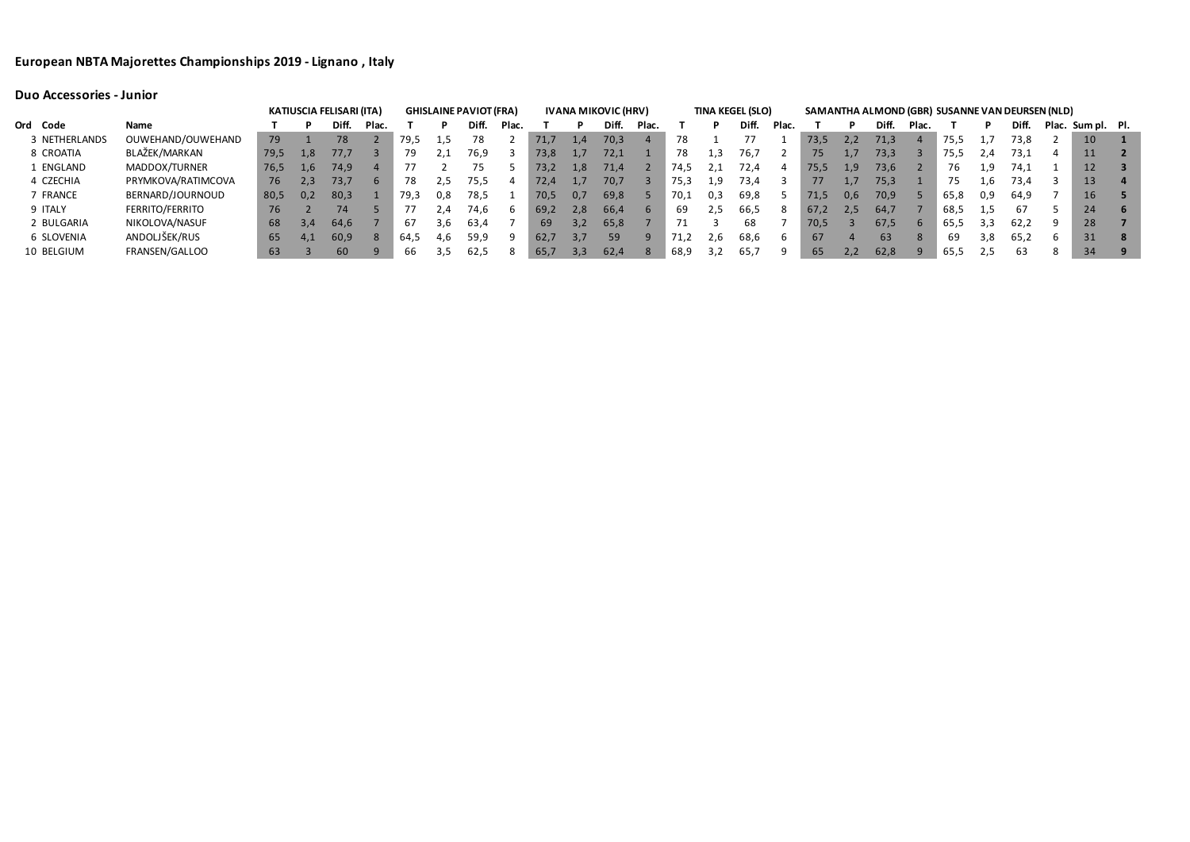# European NBTA Majorettes Championships 2019 - Lignano , Italy

## Duo Accessories - Junior

| Ord | Code | Name | KATIUSCIA FELISARI (ITA) | | | | GHISLAINE PAVIOT (FRA) | | | | IVANA MIKOVIC (HRV) | | | | TINA KEGEL (SLO) | | | | SAMANTHA ALMOND (GBR) | | | | SUSANNE VAN DEURSEN (NLD) | | | | | |
|---|---|---|---|---|---|---|---|---|---|---|---|---|---|---|---|---|---|---|---|---|---|---|---|---|---|---|---|---|
| | | | T | P | Diff. | Plac. | T | P | Diff. | Plac. | T | P | Diff. | Plac. | T | P | Diff. | Plac. | T | P | Diff. | Plac. | T | P | Diff. | Plac. | Sum pl. | Pl. |
| 3 | NETHERLANDS | OUWEHAND/OUWEHAND | 79 | 1 | 78 | 2 | 79,5 | 1,5 | 78 | 2 | 71,7 | 1,4 | 70,3 | 4 | 78 | 1 | 77 | 1 | 73,5 | 2,2 | 71,3 | 4 | 75,5 | 1,7 | 73,8 | 2 | 10 | 1 |
| 8 | CROATIA | BLAŽEK/MARKAN | 79,5 | 1,8 | 77,7 | 3 | 79 | 2,1 | 76,9 | 3 | 73,8 | 1,7 | 72,1 | 1 | 78 | 1,3 | 76,7 | 2 | 75 | 1,7 | 73,3 | 3 | 75,5 | 2,4 | 73,1 | 4 | 11 | 2 |
| 1 | ENGLAND | MADDOX/TURNER | 76,5 | 1,6 | 74,9 | 4 | 77 | 2 | 75 | 5 | 73,2 | 1,8 | 71,4 | 2 | 74,5 | 2,1 | 72,4 | 4 | 75,5 | 1,9 | 73,6 | 2 | 76 | 1,9 | 74,1 | 1 | 12 | 3 |
| 4 | CZECHIA | PRYMKOVA/RATIMCOVA | 76 | 2,3 | 73,7 | 6 | 78 | 2,5 | 75,5 | 4 | 72,4 | 1,7 | 70,7 | 3 | 75,3 | 1,9 | 73,4 | 3 | 77 | 1,7 | 75,3 | 1 | 75 | 1,6 | 73,4 | 3 | 13 | 4 |
| 7 | FRANCE | BERNARD/JOURNOUD | 80,5 | 0,2 | 80,3 | 1 | 79,3 | 0,8 | 78,5 | 1 | 70,5 | 0,7 | 69,8 | 5 | 70,1 | 0,3 | 69,8 | 5 | 71,5 | 0,6 | 70,9 | 5 | 65,8 | 0,9 | 64,9 | 7 | 16 | 5 |
| 9 | ITALY | FERRITO/FERRITO | 76 | 2 | 74 | 5 | 77 | 2,4 | 74,6 | 6 | 69,2 | 2,8 | 66,4 | 6 | 69 | 2,5 | 66,5 | 8 | 67,2 | 2,5 | 64,7 | 7 | 68,5 | 1,5 | 67 | 5 | 24 | 6 |
| 2 | BULGARIA | NIKOLOVA/NASUF | 68 | 3,4 | 64,6 | 7 | 67 | 3,6 | 63,4 | 7 | 69 | 3,2 | 65,8 | 7 | 71 | 3 | 68 | 7 | 70,5 | 3 | 67,5 | 6 | 65,5 | 3,3 | 62,2 | 9 | 28 | 7 |
| 6 | SLOVENIA | ANDOLJŠEK/RUS | 65 | 4,1 | 60,9 | 8 | 64,5 | 4,6 | 59,9 | 9 | 62,7 | 3,7 | 59 | 9 | 71,2 | 2,6 | 68,6 | 6 | 67 | 4 | 63 | 8 | 69 | 3,8 | 65,2 | 6 | 31 | 8 |
| 10 | BELGIUM | FRANSEN/GALLOO | 63 | 3 | 60 | 9 | 66 | 3,5 | 62,5 | 8 | 65,7 | 3,3 | 62,4 | 8 | 68,9 | 3,2 | 65,7 | 9 | 65 | 2,2 | 62,8 | 9 | 65,5 | 2,5 | 63 | 8 | 34 | 9 |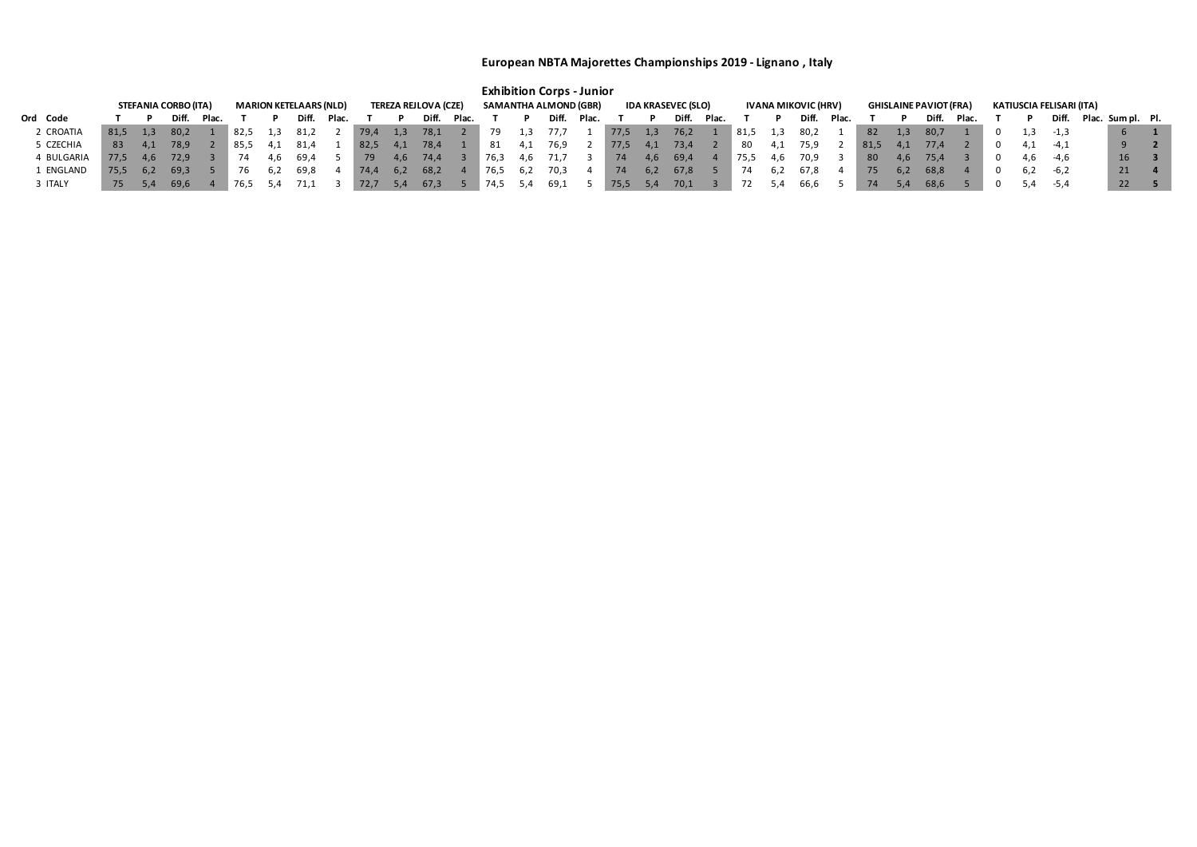# European NBTA Majorettes Championships 2019 - Lignano , Italy

## Exhibition Corps - Junior

| Ord | Code | STEFANIA CORBO (ITA) | | | | MARION KETELAARS (NLD) | | | | TEREZA REJLOVA (CZE) | | | | SAMANTHA ALMOND (GBR) | | | | IDA KRASEVEC (SLO) | | | | IVANA MIKOVIC (HRV) | | | | GHISLAINE PAVIOT (FRA) | | | | KATIUSCIA FELISARI (ITA) | | | | | |
|---|---|---|---|---|---|---|---|---|---|---|---|---|---|---|---|---|---|---|---|---|---|---|---|---|---|---|---|---|---|---|---|---|---|---|---|---|---|
| | | T | P | Diff. | Plac. | T | P | Diff. | Plac. | T | P | Diff. | Plac. | T | P | Diff. | Plac. | T | P | Diff. | Plac. | T | P | Diff. | Plac. | T | P | Diff. | Plac. | T | P | Diff. | Plac. | Sum pl. | Pl. |
| 2 | CROATIA | 81,5 | 1,3 | 80,2 | 1 | 82,5 | 1,3 | 81,2 | 2 | 79,4 | 1,3 | 78,1 | 2 | 79 | 1,3 | 77,7 | 1 | 77,5 | 1,3 | 76,2 | 1 | 81,5 | 1,3 | 80,2 | 1 | 82 | 1,3 | 80,7 | 1 | 0 | 1,3 | -1,3 | | 6 | 1 |
| 5 | CZECHIA | 83 | 4,1 | 78,9 | 2 | 85,5 | 4,1 | 81,4 | 1 | 82,5 | 4,1 | 78,4 | 1 | 81 | 4,1 | 76,9 | 2 | 77,5 | 4,1 | 73,4 | 2 | 80 | 4,1 | 75,9 | 2 | 81,5 | 4,1 | 77,4 | 2 | 0 | 4,1 | -4,1 | | 9 | 2 |
| 4 | BULGARIA | 77,5 | 4,6 | 72,9 | 3 | 74 | 4,6 | 69,4 | 5 | 79 | 4,6 | 74,4 | 3 | 76,3 | 4,6 | 71,7 | 3 | 74 | 4,6 | 69,4 | 4 | 75,5 | 4,6 | 70,9 | 3 | 80 | 4,6 | 75,4 | 3 | 0 | 4,6 | -4,6 | | 16 | 3 |
| 1 | ENGLAND | 75,5 | 6,2 | 69,3 | 5 | 76 | 6,2 | 69,8 | 4 | 74,4 | 6,2 | 68,2 | 4 | 76,5 | 6,2 | 70,3 | 4 | 74 | 6,2 | 67,8 | 5 | 74 | 6,2 | 67,8 | 4 | 75 | 6,2 | 68,8 | 4 | 0 | 6,2 | -6,2 | | 21 | 4 |
| 3 | ITALY | 75 | 5,4 | 69,6 | 4 | 76,5 | 5,4 | 71,1 | 3 | 72,7 | 5,4 | 67,3 | 5 | 74,5 | 5,4 | 69,1 | 5 | 75,5 | 5,4 | 70,1 | 3 | 72 | 5,4 | 66,6 | 5 | 74 | 5,4 | 68,6 | 5 | 0 | 5,4 | -5,4 | | 22 | 5 |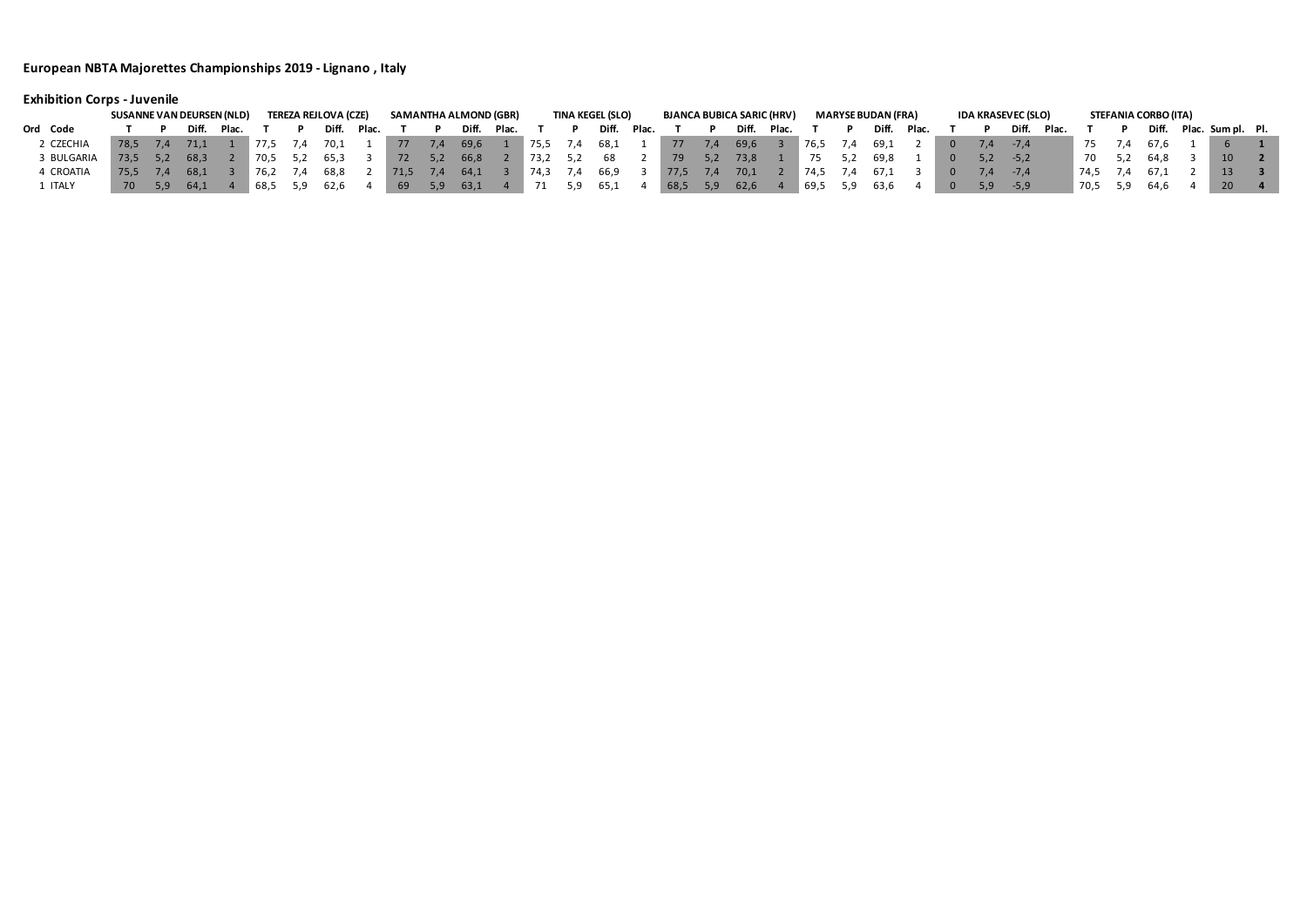## European NBTA Majorettes Championships 2019 - Lignano , Italy

### Exhibition Corps - Juvenile

| | | SUSANNE VAN DEURSEN (NLD) | | | | TEREZA REJLOVA (CZE) | | | | SAMANTHA ALMOND (GBR) | | | | TINA KEGEL (SLO) | | | | BJANCA BUBICA SARIC (HRV) | | | | MARYSE BUDAN (FRA) | | | | IDA KRASEVEC (SLO) | | | | STEFANIA CORBO (ITA) | | | | | |
|---|---|---|---|---|---|---|---|---|---|---|---|---|---|---|---|---|---|---|---|---|---|---|---|---|---|---|---|---|---|---|---|---|---|---|---|---|---|
| Ord | Code | T | P | Diff. | Plac. | T | P | Diff. | Plac. | T | P | Diff. | Plac. | T | P | Diff. | Plac. | T | P | Diff. | Plac. | T | P | Diff. | Plac. | T | P | Diff. | Plac. | T | P | Diff. | Plac. | Sum pl. | Pl. |
| 2 | CZECHIA | 78,5 | 7,4 | 71,1 | 1 | 77,5 | 7,4 | 70,1 | 1 | 77 | 7,4 | 69,6 | 1 | 75,5 | 7,4 | 68,1 | 1 | 77 | 7,4 | 69,6 | 3 | 76,5 | 7,4 | 69,1 | 2 | 0 | 7,4 | -7,4 | | 75 | 7,4 | 67,6 | 1 | 6 | 1 |
| 3 | BULGARIA | 73,5 | 5,2 | 68,3 | 2 | 70,5 | 5,2 | 65,3 | 3 | 72 | 5,2 | 66,8 | 2 | 73,2 | 5,2 | 68 | 2 | 79 | 5,2 | 73,8 | 1 | 75 | 5,2 | 69,8 | 1 | 0 | 5,2 | -5,2 | | 70 | 5,2 | 64,8 | 3 | 10 | 2 |
| 4 | CROATIA | 75,5 | 7,4 | 68,1 | 3 | 76,2 | 7,4 | 68,8 | 2 | 71,5 | 7,4 | 64,1 | 3 | 74,3 | 7,4 | 66,9 | 3 | 77,5 | 7,4 | 70,1 | 2 | 74,5 | 7,4 | 67,1 | 3 | 0 | 7,4 | -7,4 | | 74,5 | 7,4 | 67,1 | 2 | 13 | 3 |
| 1 | ITALY | 70 | 5,9 | 64,1 | 4 | 68,5 | 5,9 | 62,6 | 4 | 69 | 5,9 | 63,1 | 4 | 71 | 5,9 | 65,1 | 4 | 68,5 | 5,9 | 62,6 | 4 | 69,5 | 5,9 | 63,6 | 4 | 0 | 5,9 | -5,9 | | 70,5 | 5,9 | 64,6 | 4 | 20 | 4 |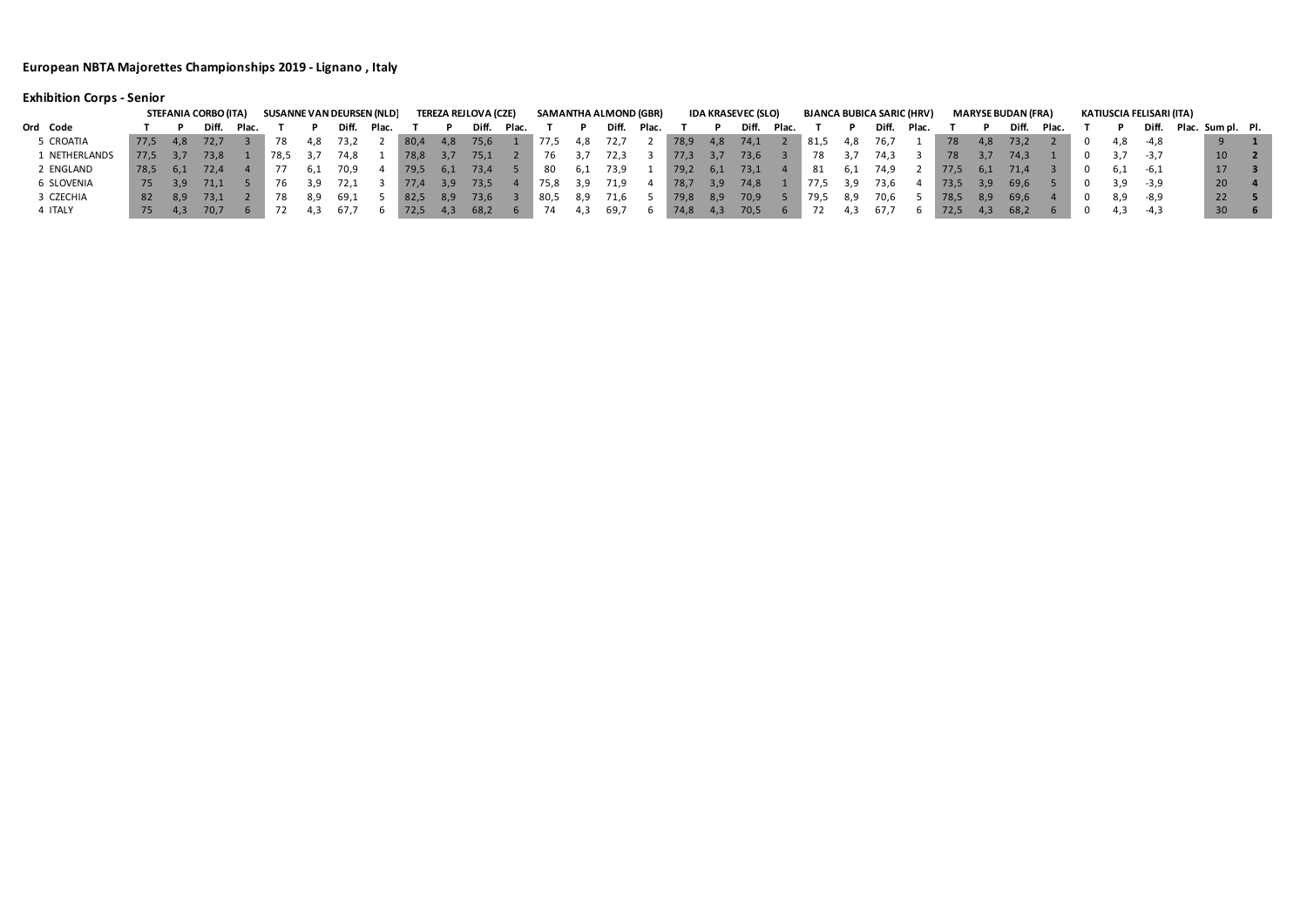## European NBTA Majorettes Championships 2019 - Lignano , Italy

### Exhibition Corps - Senior

| | | STEFANIA CORBO (ITA) | | | | SUSANNE VAN DEURSEN (NLD) | | | | TEREZA REJLOVA (CZE) | | | | SAMANTHA ALMOND (GBR) | | | | IDA KRASEVEC (SLO) | | | | BJANCA BUBICA SARIC (HRV) | | | | MARYSE BUDAN (FRA) | | | | KATIUSCIA FELISARI (ITA) | | | | | |
|---|---|---|---|---|---|---|---|---|---|---|---|---|---|---|---|---|---|---|---|---|---|---|---|---|---|---|---|---|---|---|---|---|---|---|---|---|---|
| Ord | Code | T | P | Diff. | Plac. | T | P | Diff. | Plac. | T | P | Diff. | Plac. | T | P | Diff. | Plac. | T | P | Diff. | Plac. | T | P | Diff. | Plac. | T | P | Diff. | Plac. | T | P | Diff. | Plac. | Sum pl. | Pl. |
| 5 | CROATIA | 77,5 | 4,8 | 72,7 | 3 | 78 | 4,8 | 73,2 | 2 | 80,4 | 4,8 | 75,6 | 1 | 77,5 | 4,8 | 72,7 | 2 | 78,9 | 4,8 | 74,1 | 2 | 81,5 | 4,8 | 76,7 | 1 | 78 | 4,8 | 73,2 | 2 | 0 | 4,8 | -4,8 | | 9 | 1 |
| 1 | NETHERLANDS | 77,5 | 3,7 | 73,8 | 1 | 78,5 | 3,7 | 74,8 | 1 | 78,8 | 3,7 | 75,1 | 2 | 76 | 3,7 | 72,3 | 3 | 77,3 | 3,7 | 73,6 | 3 | 78 | 3,7 | 74,3 | 3 | 78 | 3,7 | 74,3 | 1 | 0 | 3,7 | -3,7 | | 10 | 2 |
| 2 | ENGLAND | 78,5 | 6,1 | 72,4 | 4 | 77 | 6,1 | 70,9 | 4 | 79,5 | 6,1 | 73,4 | 5 | 80 | 6,1 | 73,9 | 1 | 79,2 | 6,1 | 73,1 | 4 | 81 | 6,1 | 74,9 | 2 | 77,5 | 6,1 | 71,4 | 3 | 0 | 6,1 | -6,1 | | 17 | 3 |
| 6 | SLOVENIA | 75 | 3,9 | 71,1 | 5 | 76 | 3,9 | 72,1 | 3 | 77,4 | 3,9 | 73,5 | 4 | 75,8 | 3,9 | 71,9 | 4 | 78,7 | 3,9 | 74,8 | 1 | 77,5 | 3,9 | 73,6 | 4 | 73,5 | 3,9 | 69,6 | 5 | 0 | 3,9 | -3,9 | | 20 | 4 |
| 3 | CZECHIA | 82 | 8,9 | 73,1 | 2 | 78 | 8,9 | 69,1 | 5 | 82,5 | 8,9 | 73,6 | 3 | 80,5 | 8,9 | 71,6 | 5 | 79,8 | 8,9 | 70,9 | 5 | 79,5 | 8,9 | 70,6 | 5 | 78,5 | 8,9 | 69,6 | 4 | 0 | 8,9 | -8,9 | | 22 | 5 |
| 4 | ITALY | 75 | 4,3 | 70,7 | 6 | 72 | 4,3 | 67,7 | 6 | 72,5 | 4,3 | 68,2 | 6 | 74 | 4,3 | 69,7 | 6 | 74,8 | 4,3 | 70,5 | 6 | 72 | 4,3 | 67,7 | 6 | 72,5 | 4,3 | 68,2 | 6 | 0 | 4,3 | -4,3 | | 30 | 6 |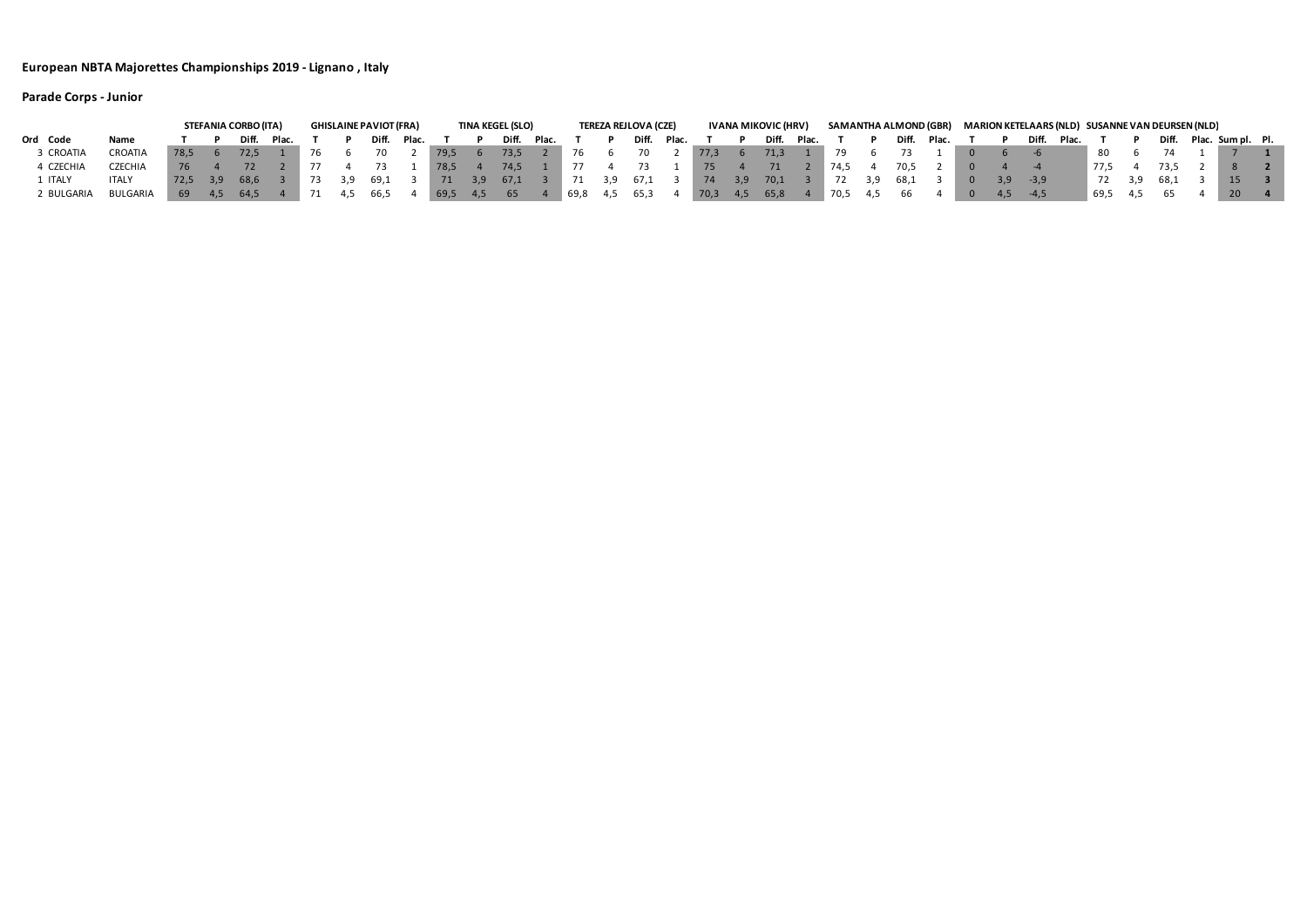**European NBTA Majorettes Championships 2019 - Lignano , Italy**

**Parade Corps - Junior**

| | | STEFANIA CORBO (ITA) | | | | GHISLAINE PAVIOT (FRA) | | | | TINA KEGEL (SLO) | | | | TEREZA REJLOVA (CZE) | | | | IVANA MIKOVIC (HRV) | | | | SAMANTHA ALMOND (GBR) | | | | MARION KETELAARS (NLD) | | | | SUSANNE VAN DEURSEN (NLD) | | | | | |
|---|---|---|---|---|---|---|---|---|---|---|---|---|---|---|---|---|---|---|---|---|---|---|---|---|---|---|---|---|---|---|---|---|---|---|---|---|---|
| Ord Code | Name | T | P | Diff. | Plac. | T | P | Diff. | Plac. | T | P | Diff. | Plac. | T | P | Diff. | Plac. | T | P | Diff. | Plac. | T | P | Diff. | Plac. | T | P | Diff. | Plac. | T | P | Diff. | Plac. | Sum pl. | Pl. |
| 3 CROATIA | CROATIA | 78,5 | 6 | 72,5 | 1 | 76 | 6 | 70 | 2 | 79,5 | 6 | 73,5 | 2 | 76 | 6 | 70 | 2 | 77,3 | 6 | 71,3 | 1 | 79 | 6 | 73 | 1 | 0 | 6 | -6 | | 80 | 6 | 74 | 1 | 7 | 1 |
| 4 CZECHIA | CZECHIA | 76 | 4 | 72 | 2 | 77 | 4 | 73 | 1 | 78,5 | 4 | 74,5 | 1 | 77 | 4 | 73 | 1 | 75 | 4 | 71 | 2 | 74,5 | 4 | 70,5 | 2 | 0 | 4 | -4 | | 77,5 | 4 | 73,5 | 2 | 8 | 2 |
| 1 ITALY | ITALY | 72,5 | 3,9 | 68,6 | 3 | 73 | 3,9 | 69,1 | 3 | 71 | 3,9 | 67,1 | 3 | 71 | 3,9 | 67,1 | 3 | 74 | 3,9 | 70,1 | 3 | 72 | 3,9 | 68,1 | 3 | 0 | 3,9 | -3,9 | | 72 | 3,9 | 68,1 | 3 | 15 | 3 |
| 2 BULGARIA | BULGARIA | 69 | 4,5 | 64,5 | 4 | 71 | 4,5 | 66,5 | 4 | 69,5 | 4,5 | 65 | 4 | 69,8 | 4,5 | 65,3 | 4 | 70,3 | 4,5 | 65,8 | 4 | 70,5 | 4,5 | 66 | 4 | 0 | 4,5 | -4,5 | | 69,5 | 4,5 | 65 | 4 | 20 | 4 |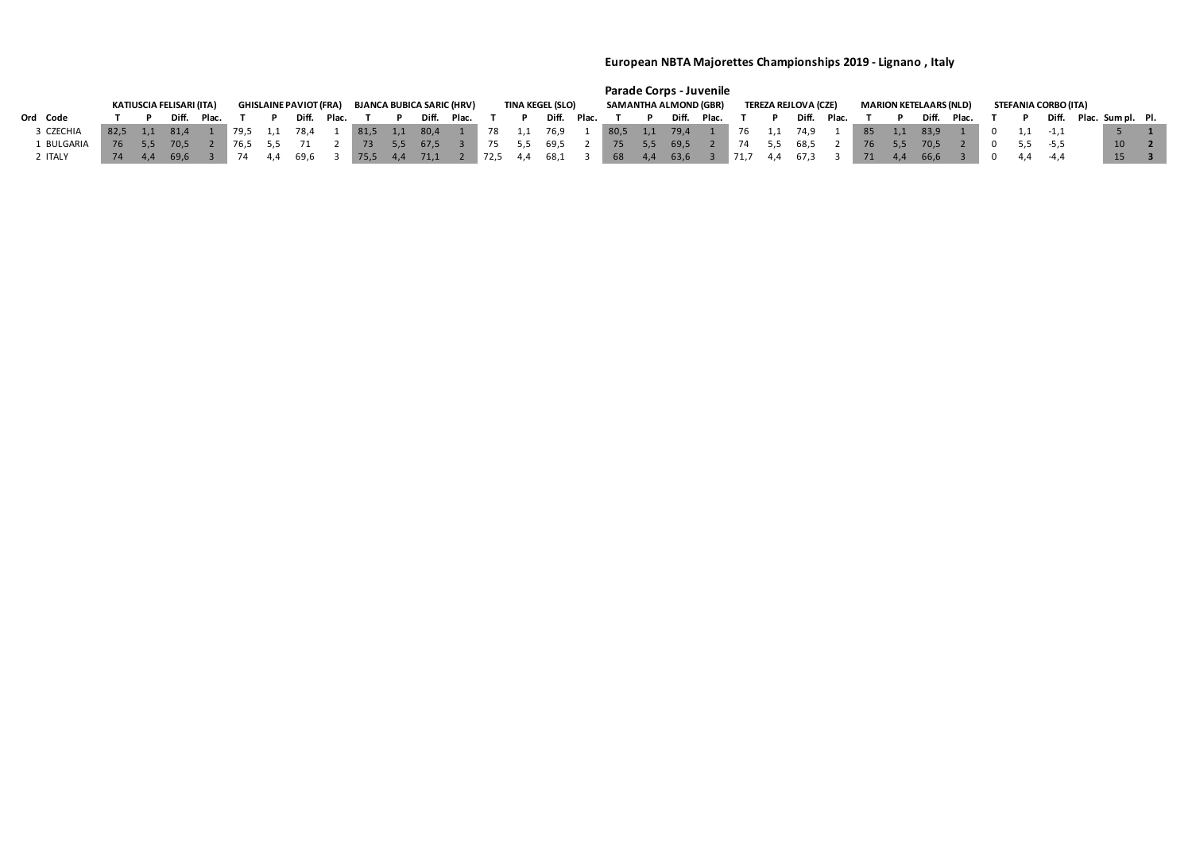## European NBTA Majorettes Championships 2019 - Lignano , Italy

### Parade Corps - Juvenile

| | | KATIUSCIA FELISARI (ITA) | | | | GHISLAINE PAVIOT (FRA) | | | | BJANCA BUBICA SARIC (HRV) | | | | TINA KEGEL (SLO) | | | | SAMANTHA ALMOND (GBR) | | | | TEREZA REJLOVA (CZE) | | | | MARION KETELAARS (NLD) | | | | STEFANIA CORBO (ITA) | | | | | |
|---|---|---|---|---|---|---|---|---|---|---|---|---|---|---|---|---|---|---|---|---|---|---|---|---|---|---|---|---|---|---|---|---|---|---|---|---|---|
| Ord | Code | T | P | Diff. | Plac. | T | P | Diff. | Plac. | T | P | Diff. | Plac. | T | P | Diff. | Plac. | T | P | Diff. | Plac. | T | P | Diff. | Plac. | T | P | Diff. | Plac. | T | P | Diff. | Plac. | Sum pl. | Pl. |
| 3 | CZECHIA | 82,5 | 1,1 | 81,4 | 1 | 79,5 | 1,1 | 78,4 | 1 | 81,5 | 1,1 | 80,4 | 1 | 78 | 1,1 | 76,9 | 1 | 80,5 | 1,1 | 79,4 | 1 | 76 | 1,1 | 74,9 | 1 | 85 | 1,1 | 83,9 | 1 | 0 | 1,1 | -1,1 | | 5 | **1** |
| 1 | BULGARIA | 76 | 5,5 | 70,5 | 2 | 76,5 | 5,5 | 71 | 2 | 73 | 5,5 | 67,5 | 3 | 75 | 5,5 | 69,5 | 2 | 75 | 5,5 | 69,5 | 2 | 74 | 5,5 | 68,5 | 2 | 76 | 5,5 | 70,5 | 2 | 0 | 5,5 | -5,5 | | 10 | **2** |
| 2 | ITALY | 74 | 4,4 | 69,6 | 3 | 74 | 4,4 | 69,6 | 3 | 75,5 | 4,4 | 71,1 | 2 | 72,5 | 4,4 | 68,1 | 3 | 68 | 4,4 | 63,6 | 3 | 71,7 | 4,4 | 67,3 | 3 | 71 | 4,4 | 66,6 | 3 | 0 | 4,4 | -4,4 | | 15 | **3** |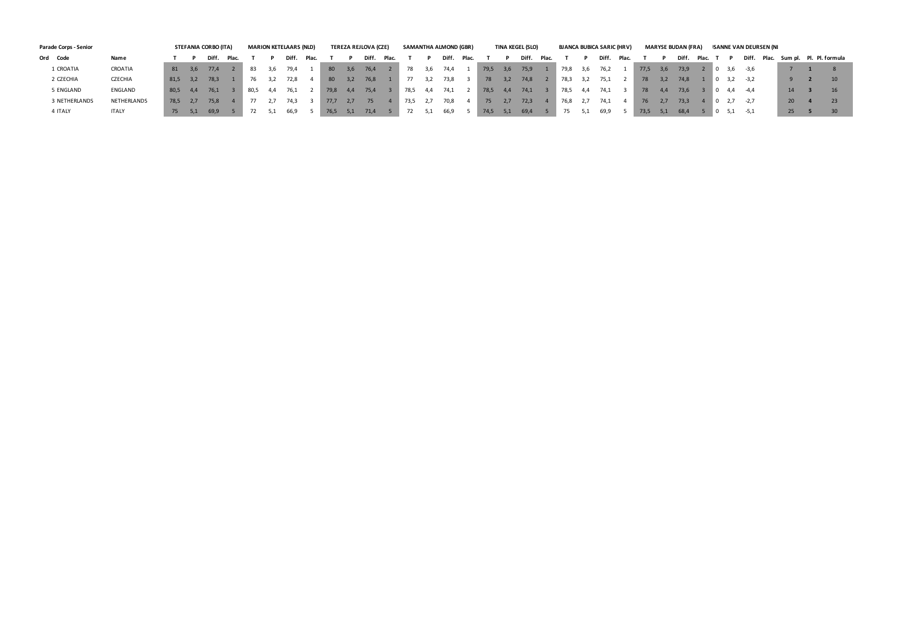| Parade Corps - Senior | | STEFANIA CORBO (ITA) | | | | MARION KETELAARS (NLD) | | | | TEREZA REJLOVA (CZE) | | | | SAMANTHA ALMOND (GBR) | | | | TINA KEGEL (SLO) | | | | BJANCA BUBICA SARIC (HRV) | | | | MARYSE BUDAN (FRA) | | | | ISANNE VAN DEURSEN (NI | | | | | | |
|---|---|---|---|---|---|---|---|---|---|---|---|---|---|---|---|---|---|---|---|---|---|---|---|---|---|---|---|---|---|---|---|---|---|---|---|---|---|---|
| Ord Code | Name | T | P | Diff. | Plac. | T | P | Diff. | Plac. | T | P | Diff. | Plac. | T | P | Diff. | Plac. | T | P | Diff. | Plac. | T | P | Diff. | Plac. | T | P | Diff. | Plac. | T | P | Diff. | Plac. | Sum pl. | Pl. | Pl. formula |
| 1 CROATIA | CROATIA | 81 | 3,6 | 77,4 | 2 | 83 | 3,6 | 79,4 | 1 | 80 | 3,6 | 76,4 | 2 | 78 | 3,6 | 74,4 | 1 | 79,5 | 3,6 | 75,9 | 1 | 79,8 | 3,6 | 76,2 | 1 | 77,5 | 3,6 | 73,9 | 2 | 0 | 3,6 | -3,6 | | 7 | 1 | 8 |
| 2 CZECHIA | CZECHIA | 81,5 | 3,2 | 78,3 | 1 | 76 | 3,2 | 72,8 | 4 | 80 | 3,2 | 76,8 | 1 | 77 | 3,2 | 73,8 | 3 | 78 | 3,2 | 74,8 | 2 | 78,3 | 3,2 | 75,1 | 2 | 78 | 3,2 | 74,8 | 1 | 0 | 3,2 | -3,2 | | 9 | 2 | 10 |
| 5 ENGLAND | ENGLAND | 80,5 | 4,4 | 76,1 | 3 | 80,5 | 4,4 | 76,1 | 2 | 79,8 | 4,4 | 75,4 | 3 | 78,5 | 4,4 | 74,1 | 2 | 78,5 | 4,4 | 74,1 | 3 | 78,5 | 4,4 | 74,1 | 3 | 78 | 4,4 | 73,6 | 3 | 0 | 4,4 | -4,4 | | 14 | 3 | 16 |
| 3 NETHERLANDS | NETHERLANDS | 78,5 | 2,7 | 75,8 | 4 | 77 | 2,7 | 74,3 | 3 | 77,7 | 2,7 | 75 | 4 | 73,5 | 2,7 | 70,8 | 4 | 75 | 2,7 | 72,3 | 4 | 76,8 | 2,7 | 74,1 | 4 | 76 | 2,7 | 73,3 | 4 | 0 | 2,7 | -2,7 | | 20 | 4 | 23 |
| 4 ITALY | ITALY | 75 | 5,1 | 69,9 | 5 | 72 | 5,1 | 66,9 | 5 | 76,5 | 5,1 | 71,4 | 5 | 72 | 5,1 | 66,9 | 5 | 74,5 | 5,1 | 69,4 | 5 | 75 | 5,1 | 69,9 | 5 | 73,5 | 5,1 | 68,4 | 5 | 0 | 5,1 | -5,1 | | 25 | 5 | 30 |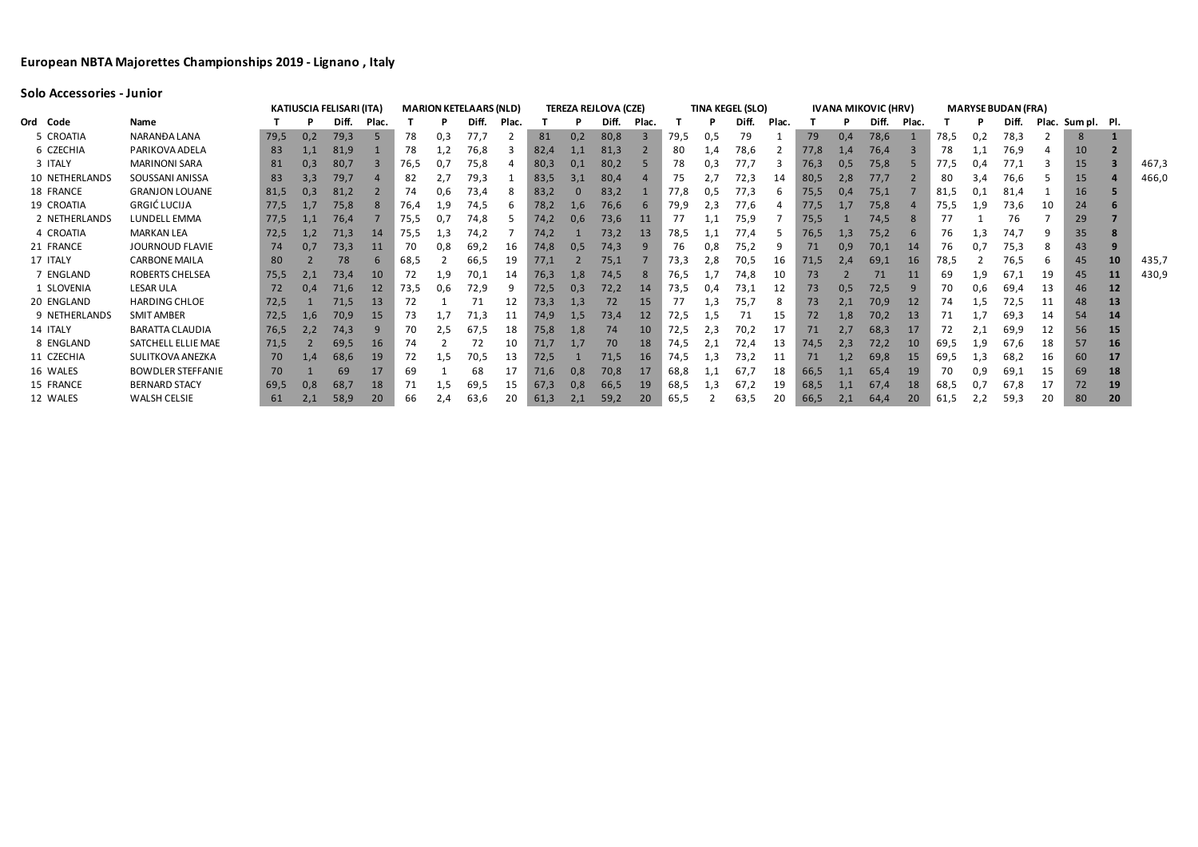# European NBTA Majorettes Championships 2019 - Lignano , Italy

## Solo Accessories - Junior

| Ord | Code | Name | KATIUSCIA FELISARI (ITA) | | | | MARION KETELAARS (NLD) | | | | TEREZA REJLOVA (CZE) | | | | TINA KEGEL (SLO) | | | | IVANA MIKOVIC (HRV) | | | | MARYSE BUDAN (FRA) | | | | | | | |
|---|---|---|---|---|---|---|---|---|---|---|---|---|---|---|---|---|---|---|---|---|---|---|---|---|---|---|---|---|---|
| | | | T | P | Diff. | Plac. | T | P | Diff. | Plac. | T | P | Diff. | Plac. | T | P | Diff. | Plac. | T | P | Diff. | Plac. | T | P | Diff. | Plac. | Sum pl. | Pl. | |
| 5 | CROATIA | NARANĐA LANA | 79,5 | 0,2 | 79,3 | 5 | 78 | 0,3 | 77,7 | 2 | 81 | 0,2 | 80,8 | 3 | 79,5 | 0,5 | 79 | 1 | 79 | 0,4 | 78,6 | 1 | 78,5 | 0,2 | 78,3 | 2 | 8 | 1 | |
| 6 | CZECHIA | PARIKOVA ADELA | 83 | 1,1 | 81,9 | 1 | 78 | 1,2 | 76,8 | 3 | 82,4 | 1,1 | 81,3 | 2 | 80 | 1,4 | 78,6 | 2 | 77,8 | 1,4 | 76,4 | 3 | 78 | 1,1 | 76,9 | 4 | 10 | 2 | |
| 3 | ITALY | MARINONI SARA | 81 | 0,3 | 80,7 | 3 | 76,5 | 0,7 | 75,8 | 4 | 80,3 | 0,1 | 80,2 | 5 | 78 | 0,3 | 77,7 | 3 | 76,3 | 0,5 | 75,8 | 5 | 77,5 | 0,4 | 77,1 | 3 | 15 | 3 | 467,3 |
| 10 | NETHERLANDS | SOUSSANI ANISSA | 83 | 3,3 | 79,7 | 4 | 82 | 2,7 | 79,3 | 1 | 83,5 | 3,1 | 80,4 | 4 | 75 | 2,7 | 72,3 | 14 | 80,5 | 2,8 | 77,7 | 2 | 80 | 3,4 | 76,6 | 5 | 15 | 4 | 466,0 |
| 18 | FRANCE | GRANJON LOUANE | 81,5 | 0,3 | 81,2 | 2 | 74 | 0,6 | 73,4 | 8 | 83,2 | 0 | 83,2 | 1 | 77,8 | 0,5 | 77,3 | 6 | 75,5 | 0,4 | 75,1 | 7 | 81,5 | 0,1 | 81,4 | 1 | 16 | 5 | |
| 19 | CROATIA | GRGIĆ LUCIJA | 77,5 | 1,7 | 75,8 | 8 | 76,4 | 1,9 | 74,5 | 6 | 78,2 | 1,6 | 76,6 | 6 | 79,9 | 2,3 | 77,6 | 4 | 77,5 | 1,7 | 75,8 | 4 | 75,5 | 1,9 | 73,6 | 10 | 24 | 6 | |
| 2 | NETHERLANDS | LUNDELL EMMA | 77,5 | 1,1 | 76,4 | 7 | 75,5 | 0,7 | 74,8 | 5 | 74,2 | 0,6 | 73,6 | 11 | 77 | 1,1 | 75,9 | 7 | 75,5 | 1 | 74,5 | 8 | 77 | 1 | 76 | 7 | 29 | 7 | |
| 4 | CROATIA | MARKAN LEA | 72,5 | 1,2 | 71,3 | 14 | 75,5 | 1,3 | 74,2 | 7 | 74,2 | 1 | 73,2 | 13 | 78,5 | 1,1 | 77,4 | 5 | 76,5 | 1,3 | 75,2 | 6 | 76 | 1,3 | 74,7 | 9 | 35 | 8 | |
| 21 | FRANCE | JOURNOUD FLAVIE | 74 | 0,7 | 73,3 | 11 | 70 | 0,8 | 69,2 | 16 | 74,8 | 0,5 | 74,3 | 9 | 76 | 0,8 | 75,2 | 9 | 71 | 0,9 | 70,1 | 14 | 76 | 0,7 | 75,3 | 8 | 43 | 9 | |
| 17 | ITALY | CARBONE MAILA | 80 | 2 | 78 | 6 | 68,5 | 2 | 66,5 | 19 | 77,1 | 2 | 75,1 | 7 | 73,3 | 2,8 | 70,5 | 16 | 71,5 | 2,4 | 69,1 | 16 | 78,5 | 2 | 76,5 | 6 | 45 | 10 | 435,7 |
| 7 | ENGLAND | ROBERTS CHELSEA | 75,5 | 2,1 | 73,4 | 10 | 72 | 1,9 | 70,1 | 14 | 76,3 | 1,8 | 74,5 | 8 | 76,5 | 1,7 | 74,8 | 10 | 73 | 2 | 71 | 11 | 69 | 1,9 | 67,1 | 19 | 45 | 11 | 430,9 |
| 1 | SLOVENIA | LESAR ULA | 72 | 0,4 | 71,6 | 12 | 73,5 | 0,6 | 72,9 | 9 | 72,5 | 0,3 | 72,2 | 14 | 73,5 | 0,4 | 73,1 | 12 | 73 | 0,5 | 72,5 | 9 | 70 | 0,6 | 69,4 | 13 | 46 | 12 | |
| 20 | ENGLAND | HARDING CHLOE | 72,5 | 1 | 71,5 | 13 | 72 | 1 | 71 | 12 | 73,3 | 1,3 | 72 | 15 | 77 | 1,3 | 75,7 | 8 | 73 | 2,1 | 70,9 | 12 | 74 | 1,5 | 72,5 | 11 | 48 | 13 | |
| 9 | NETHERLANDS | SMIT AMBER | 72,5 | 1,6 | 70,9 | 15 | 73 | 1,7 | 71,3 | 11 | 74,9 | 1,5 | 73,4 | 12 | 72,5 | 1,5 | 71 | 15 | 72 | 1,8 | 70,2 | 13 | 71 | 1,7 | 69,3 | 14 | 54 | 14 | |
| 14 | ITALY | BARATTA CLAUDIA | 76,5 | 2,2 | 74,3 | 9 | 70 | 2,5 | 67,5 | 18 | 75,8 | 1,8 | 74 | 10 | 72,5 | 2,3 | 70,2 | 17 | 71 | 2,7 | 68,3 | 17 | 72 | 2,1 | 69,9 | 12 | 56 | 15 | |
| 8 | ENGLAND | SATCHELL ELLIE MAE | 71,5 | 2 | 69,5 | 16 | 74 | 2 | 72 | 10 | 71,7 | 1,7 | 70 | 18 | 74,5 | 2,1 | 72,4 | 13 | 74,5 | 2,3 | 72,2 | 10 | 69,5 | 1,9 | 67,6 | 18 | 57 | 16 | |
| 11 | CZECHIA | SULITKOVA ANEZKA | 70 | 1,4 | 68,6 | 19 | 72 | 1,5 | 70,5 | 13 | 72,5 | 1 | 71,5 | 16 | 74,5 | 1,3 | 73,2 | 11 | 71 | 1,2 | 69,8 | 15 | 69,5 | 1,3 | 68,2 | 16 | 60 | 17 | |
| 16 | WALES | BOWDLER STEFFANIE | 70 | 1 | 69 | 17 | 69 | 1 | 68 | 17 | 71,6 | 0,8 | 70,8 | 17 | 68,8 | 1,1 | 67,7 | 18 | 66,5 | 1,1 | 65,4 | 19 | 70 | 0,9 | 69,1 | 15 | 69 | 18 | |
| 15 | FRANCE | BERNARD STACY | 69,5 | 0,8 | 68,7 | 18 | 71 | 1,5 | 69,5 | 15 | 67,3 | 0,8 | 66,5 | 19 | 68,5 | 1,3 | 67,2 | 19 | 68,5 | 1,1 | 67,4 | 18 | 68,5 | 0,7 | 67,8 | 17 | 72 | 19 | |
| 12 | WALES | WALSH CELSIE | 61 | 2,1 | 58,9 | 20 | 66 | 2,4 | 63,6 | 20 | 61,3 | 2,1 | 59,2 | 20 | 65,5 | 2 | 63,5 | 20 | 66,5 | 2,1 | 64,4 | 20 | 61,5 | 2,2 | 59,3 | 20 | 80 | 20 | |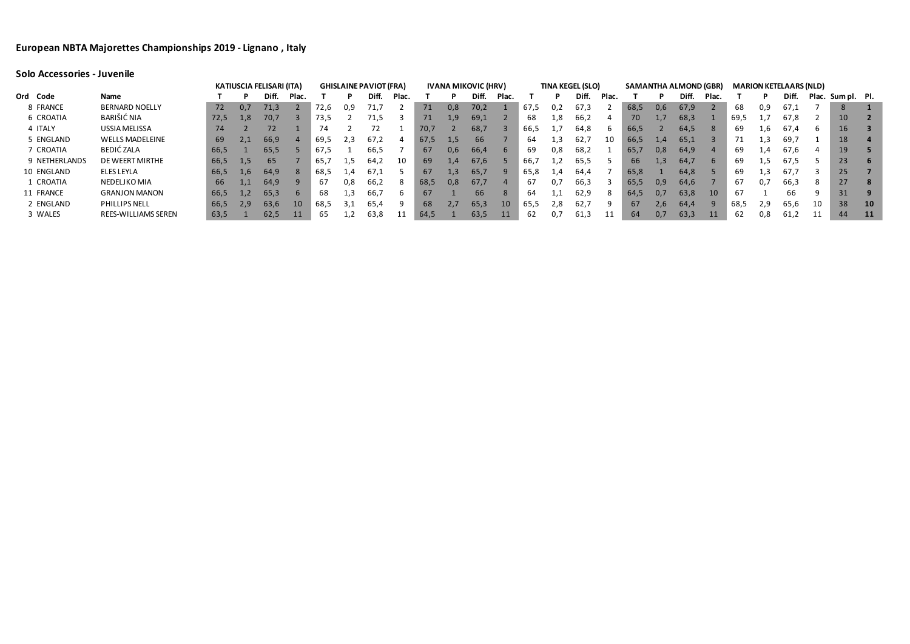## European NBTA Majorettes Championships 2019 - Lignano , Italy

### Solo Accessories - Juvenile

| | | | KATIUSCIA FELISARI (ITA) | | | | GHISLAINE PAVIOT (FRA) | | | | IVANA MIKOVIC (HRV) | | | | TINA KEGEL (SLO) | | | | SAMANTHA ALMOND (GBR) | | | | MARION KETELAARS (NLD) | | | | | |
|---|---|---|---|---|---|---|---|---|---|---|---|---|---|---|---|---|---|---|---|---|---|---|---|---|---|---|---|---|
| Ord | Code | Name | T | P | Diff. | Plac. | T | P | Diff. | Plac. | T | P | Diff. | Plac. | T | P | Diff. | Plac. | T | P | Diff. | Plac. | T | P | Diff. | Plac. | Sum pl. | Pl. |
| 8 | FRANCE | BERNARD NOELLY | 72 | 0,7 | 71,3 | 2 | 72,6 | 0,9 | 71,7 | 2 | 71 | 0,8 | 70,2 | 1 | 67,5 | 0,2 | 67,3 | 2 | 68,5 | 0,6 | 67,9 | 2 | 68 | 0,9 | 67,1 | 7 | 8 | 1 |
| 6 | CROATIA | BARIŠIĆ NIA | 72,5 | 1,8 | 70,7 | 3 | 73,5 | 2 | 71,5 | 3 | 71 | 1,9 | 69,1 | 2 | 68 | 1,8 | 66,2 | 4 | 70 | 1,7 | 68,3 | 1 | 69,5 | 1,7 | 67,8 | 2 | 10 | 2 |
| 4 | ITALY | USSIA MELISSA | 74 | 2 | 72 | 1 | 74 | 2 | 72 | 1 | 70,7 | 2 | 68,7 | 3 | 66,5 | 1,7 | 64,8 | 6 | 66,5 | 2 | 64,5 | 8 | 69 | 1,6 | 67,4 | 6 | 16 | 3 |
| 5 | ENGLAND | WELLS MADELEINE | 69 | 2,1 | 66,9 | 4 | 69,5 | 2,3 | 67,2 | 4 | 67,5 | 1,5 | 66 | 7 | 64 | 1,3 | 62,7 | 10 | 66,5 | 1,4 | 65,1 | 3 | 71 | 1,3 | 69,7 | 1 | 18 | 4 |
| 7 | CROATIA | BEDIĆ ZALA | 66,5 | 1 | 65,5 | 5 | 67,5 | 1 | 66,5 | 7 | 67 | 0,6 | 66,4 | 6 | 69 | 0,8 | 68,2 | 1 | 65,7 | 0,8 | 64,9 | 4 | 69 | 1,4 | 67,6 | 4 | 19 | 5 |
| 9 | NETHERLANDS | DE WEERT MIRTHE | 66,5 | 1,5 | 65 | 7 | 65,7 | 1,5 | 64,2 | 10 | 69 | 1,4 | 67,6 | 5 | 66,7 | 1,2 | 65,5 | 5 | 66 | 1,3 | 64,7 | 6 | 69 | 1,5 | 67,5 | 5 | 23 | 6 |
| 10 | ENGLAND | ELES LEYLA | 66,5 | 1,6 | 64,9 | 8 | 68,5 | 1,4 | 67,1 | 5 | 67 | 1,3 | 65,7 | 9 | 65,8 | 1,4 | 64,4 | 7 | 65,8 | 1 | 64,8 | 5 | 69 | 1,3 | 67,7 | 3 | 25 | 7 |
| 1 | CROATIA | NEDELJKO MIA | 66 | 1,1 | 64,9 | 9 | 67 | 0,8 | 66,2 | 8 | 68,5 | 0,8 | 67,7 | 4 | 67 | 0,7 | 66,3 | 3 | 65,5 | 0,9 | 64,6 | 7 | 67 | 0,7 | 66,3 | 8 | 27 | 8 |
| 11 | FRANCE | GRANJON MANON | 66,5 | 1,2 | 65,3 | 6 | 68 | 1,3 | 66,7 | 6 | 67 | 1 | 66 | 8 | 64 | 1,1 | 62,9 | 8 | 64,5 | 0,7 | 63,8 | 10 | 67 | 1 | 66 | 9 | 31 | 9 |
| 2 | ENGLAND | PHILLIPS NELL | 66,5 | 2,9 | 63,6 | 10 | 68,5 | 3,1 | 65,4 | 9 | 68 | 2,7 | 65,3 | 10 | 65,5 | 2,8 | 62,7 | 9 | 67 | 2,6 | 64,4 | 9 | 68,5 | 2,9 | 65,6 | 10 | 38 | 10 |
| 3 | WALES | REES-WILLIAMS SEREN | 63,5 | 1 | 62,5 | 11 | 65 | 1,2 | 63,8 | 11 | 64,5 | 1 | 63,5 | 11 | 62 | 0,7 | 61,3 | 11 | 64 | 0,7 | 63,3 | 11 | 62 | 0,8 | 61,2 | 11 | 44 | 11 |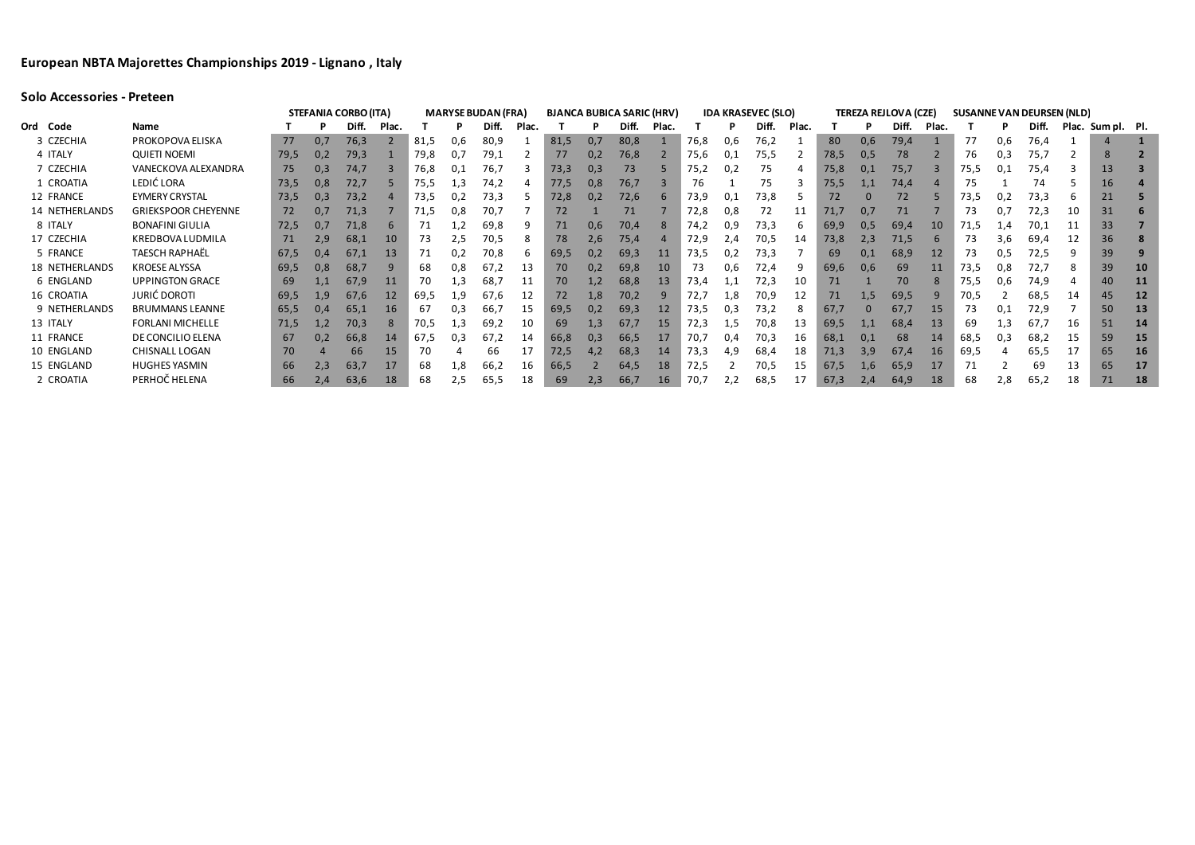# European NBTA Majorettes Championships 2019 - Lignano , Italy

## Solo Accessories - Preteen

| Ord | Code | Name | STEFANIA CORBO (ITA) | | | | MARYSE BUDAN (FRA) | | | | BJANCA BUBICA SARIC (HRV) | | | | IDA KRASEVEC (SLO) | | | | TEREZA REJLOVA (CZE) | | | | SUSANNE VAN DEURSEN (NLD) | | | | | |
|---|---|---|---|---|---|---|---|---|---|---|---|---|---|---|---|---|---|---|---|---|---|---|---|---|---|---|---|---|
| | | | T | P | Diff. | Plac. | T | P | Diff. | Plac. | T | P | Diff. | Plac. | T | P | Diff. | Plac. | T | P | Diff. | Plac. | T | P | Diff. | Plac. | Sum pl. | Pl. |
| 3 | CZECHIA | PROKOPOVA ELISKA | 77 | 0,7 | 76,3 | 2 | 81,5 | 0,6 | 80,9 | 1 | 81,5 | 0,7 | 80,8 | 1 | 76,8 | 0,6 | 76,2 | 1 | 80 | 0,6 | 79,4 | 1 | 77 | 0,6 | 76,4 | 1 | 4 | 1 |
| 4 | ITALY | QUIETI NOEMI | 79,5 | 0,2 | 79,3 | 1 | 79,8 | 0,7 | 79,1 | 2 | 77 | 0,2 | 76,8 | 2 | 75,6 | 0,1 | 75,5 | 2 | 78,5 | 0,5 | 78 | 2 | 76 | 0,3 | 75,7 | 2 | 8 | 2 |
| 7 | CZECHIA | VANECKOVA ALEXANDRA | 75 | 0,3 | 74,7 | 3 | 76,8 | 0,1 | 76,7 | 3 | 73,3 | 0,3 | 73 | 5 | 75,2 | 0,2 | 75 | 4 | 75,8 | 0,1 | 75,7 | 3 | 75,5 | 0,1 | 75,4 | 3 | 13 | 3 |
| 1 | CROATIA | LEDIĆ LORA | 73,5 | 0,8 | 72,7 | 5 | 75,5 | 1,3 | 74,2 | 4 | 77,5 | 0,8 | 76,7 | 3 | 76 | 1 | 75 | 3 | 75,5 | 1,1 | 74,4 | 4 | 75 | 1 | 74 | 5 | 16 | 4 |
| 12 | FRANCE | EYMERY CRYSTAL | 73,5 | 0,3 | 73,2 | 4 | 73,5 | 0,2 | 73,3 | 5 | 72,8 | 0,2 | 72,6 | 6 | 73,9 | 0,1 | 73,8 | 5 | 72 | 0 | 72 | 5 | 73,5 | 0,2 | 73,3 | 6 | 21 | 5 |
| 14 | NETHERLANDS | GRIEKSPOOR CHEYENNE | 72 | 0,7 | 71,3 | 7 | 71,5 | 0,8 | 70,7 | 7 | 72 | 1 | 71 | 7 | 72,8 | 0,8 | 72 | 11 | 71,7 | 0,7 | 71 | 7 | 73 | 0,7 | 72,3 | 10 | 31 | 6 |
| 8 | ITALY | BONAFINI GIULIA | 72,5 | 0,7 | 71,8 | 6 | 71 | 1,2 | 69,8 | 9 | 71 | 0,6 | 70,4 | 8 | 74,2 | 0,9 | 73,3 | 6 | 69,9 | 0,5 | 69,4 | 10 | 71,5 | 1,4 | 70,1 | 11 | 33 | 7 |
| 17 | CZECHIA | KREDBOVA LUDMILA | 71 | 2,9 | 68,1 | 10 | 73 | 2,5 | 70,5 | 8 | 78 | 2,6 | 75,4 | 4 | 72,9 | 2,4 | 70,5 | 14 | 73,8 | 2,3 | 71,5 | 6 | 73 | 3,6 | 69,4 | 12 | 36 | 8 |
| 5 | FRANCE | TAESCH RAPHAËL | 67,5 | 0,4 | 67,1 | 13 | 71 | 0,2 | 70,8 | 6 | 69,5 | 0,2 | 69,3 | 11 | 73,5 | 0,2 | 73,3 | 7 | 69 | 0,1 | 68,9 | 12 | 73 | 0,5 | 72,5 | 9 | 39 | 9 |
| 18 | NETHERLANDS | KROESE ALYSSA | 69,5 | 0,8 | 68,7 | 9 | 68 | 0,8 | 67,2 | 13 | 70 | 0,2 | 69,8 | 10 | 73 | 0,6 | 72,4 | 9 | 69,6 | 0,6 | 69 | 11 | 73,5 | 0,8 | 72,7 | 8 | 39 | 10 |
| 6 | ENGLAND | UPPINGTON GRACE | 69 | 1,1 | 67,9 | 11 | 70 | 1,3 | 68,7 | 11 | 70 | 1,2 | 68,8 | 13 | 73,4 | 1,1 | 72,3 | 10 | 71 | 1 | 70 | 8 | 75,5 | 0,6 | 74,9 | 4 | 40 | 11 |
| 16 | CROATIA | JURIĆ DOROTI | 69,5 | 1,9 | 67,6 | 12 | 69,5 | 1,9 | 67,6 | 12 | 72 | 1,8 | 70,2 | 9 | 72,7 | 1,8 | 70,9 | 12 | 71 | 1,5 | 69,5 | 9 | 70,5 | 2 | 68,5 | 14 | 45 | 12 |
| 9 | NETHERLANDS | BRUMMANS LEANNE | 65,5 | 0,4 | 65,1 | 16 | 67 | 0,3 | 66,7 | 15 | 69,5 | 0,2 | 69,3 | 12 | 73,5 | 0,3 | 73,2 | 8 | 67,7 | 0 | 67,7 | 15 | 73 | 0,1 | 72,9 | 7 | 50 | 13 |
| 13 | ITALY | FORLANI MICHELLE | 71,5 | 1,2 | 70,3 | 8 | 70,5 | 1,3 | 69,2 | 10 | 69 | 1,3 | 67,7 | 15 | 72,3 | 1,5 | 70,8 | 13 | 69,5 | 1,1 | 68,4 | 13 | 69 | 1,3 | 67,7 | 16 | 51 | 14 |
| 11 | FRANCE | DE CONCILIO ELENA | 67 | 0,2 | 66,8 | 14 | 67,5 | 0,3 | 67,2 | 14 | 66,8 | 0,3 | 66,5 | 17 | 70,7 | 0,4 | 70,3 | 16 | 68,1 | 0,1 | 68 | 14 | 68,5 | 0,3 | 68,2 | 15 | 59 | 15 |
| 10 | ENGLAND | CHISNALL LOGAN | 70 | 4 | 66 | 15 | 70 | 4 | 66 | 17 | 72,5 | 4,2 | 68,3 | 14 | 73,3 | 4,9 | 68,4 | 18 | 71,3 | 3,9 | 67,4 | 16 | 69,5 | 4 | 65,5 | 17 | 65 | 16 |
| 15 | ENGLAND | HUGHES YASMIN | 66 | 2,3 | 63,7 | 17 | 68 | 1,8 | 66,2 | 16 | 66,5 | 2 | 64,5 | 18 | 72,5 | 2 | 70,5 | 15 | 67,5 | 1,6 | 65,9 | 17 | 71 | 2 | 69 | 13 | 65 | 17 |
| 2 | CROATIA | PERHOČ HELENA | 66 | 2,4 | 63,6 | 18 | 68 | 2,5 | 65,5 | 18 | 69 | 2,3 | 66,7 | 16 | 70,7 | 2,2 | 68,5 | 17 | 67,3 | 2,4 | 64,9 | 18 | 68 | 2,8 | 65,2 | 18 | 71 | 18 |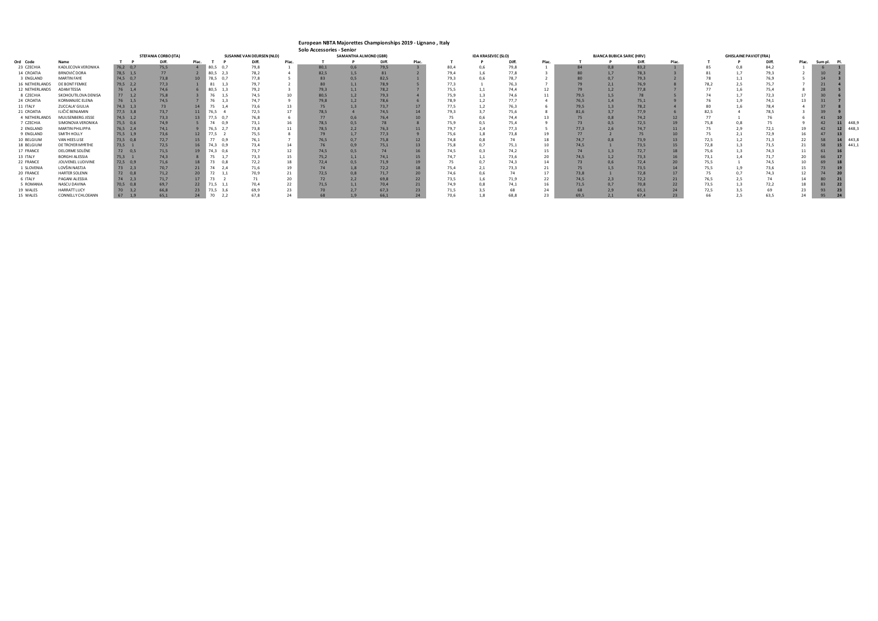# European NBTA Majorettes Championships 2019 - Lignano , Italy

## Solo Accessories - Senior

| Ord | Code | Name | STEFANIA CORBO (ITA) T | P | Diff. | Plac. | SUSANNE VAN DEURSEN (NLD) T | P | Diff. | Plac. | SAMANTHA ALMOND (GBR) T | P | Diff. | Plac. | IDA KRASEVEC (SLO) T | P | Diff. | Plac. | BIANCA BUBICA SARIC (HRV) T | P | Diff. | Plac. | GHISLAINE PAVIOT (FRA) T | P | Diff. | Plac. | Sum pl. | Pl. | |
|---|---|---|---|---|---|---|---|---|---|---|---|---|---|---|---|---|---|---|---|---|---|---|---|---|---|---|---|---|---|
| 23 | CZECHIA | KADLECOVA VERONIKA | 76,2 | 0,7 | 75,5 | 4 | 80,5 | 0,7 | 79,8 | 1 | 80,1 | 0,6 | 79,5 | 3 | 80,4 | 0,6 | 79,8 | 1 | 84 | 0,8 | 83,2 | 1 | 85 | 0,8 | 84,2 | 1 | 6 | 1 | |
| 14 | CROATIA | BRNOVIĆ DORA | 78,5 | 1,5 | 77 | 2 | 80,5 | 2,3 | 78,2 | 4 | 82,5 | 1,5 | 81 | 2 | 79,4 | 1,6 | 77,8 | 3 | 80 | 1,7 | 78,3 | 3 | 81 | 1,7 | 79,3 | 2 | 10 | 2 | |
| 3 | ENGLAND | MARTIN FAYE | 74,5 | 0,7 | 73,8 | 10 | 78,5 | 0,7 | 77,8 | 5 | 83 | 0,5 | 82,5 | 1 | 79,3 | 0,6 | 78,7 | 2 | 80 | 0,7 | 79,3 | 2 | 78 | 1,1 | 76,9 | 5 | 14 | 3 | |
| 16 | NETHERLANDS | DE BONT FEMKE | 79,5 | 2,2 | 77,3 | 1 | 81 | 1,3 | 79,7 | 2 | 80 | 1,1 | 78,9 | 5 | 77,3 | 1 | 76,3 | 7 | 79 | 2,1 | 76,9 | 8 | 78,2 | 2,5 | 75,7 | 7 | 21 | 4 | |
| 12 | NETHERLANDS | ADAM TESSA | 76 | 1,4 | 74,6 | 6 | 80,5 | 1,3 | 79,2 | 3 | 79,3 | 1,1 | 78,2 | 7 | 75,5 | 1,1 | 74,4 | 12 | 79 | 1,2 | 77,8 | 7 | 77 | 1,6 | 75,4 | 8 | 28 | 5 | |
| 8 | CZECHIA | SKOHOUTILOVA DENISA | 77 | 1,2 | 75,8 | 3 | 76 | 1,5 | 74,5 | 10 | 80,5 | 1,2 | 79,3 | 4 | 75,9 | 1,3 | 74,6 | 11 | 79,5 | 1,5 | 78 | 5 | 74 | 1,7 | 72,3 | 17 | 30 | 6 | |
| 24 | CROATIA | KORMANJEC ELENA | 76 | 1,5 | 74,5 | 7 | 76 | 1,3 | 74,7 | 9 | 79,8 | 1,2 | 78,6 | 6 | 78,9 | 1,2 | 77,7 | 4 | 76,5 | 1,4 | 75,1 | 9 | 76 | 1,9 | 74,1 | 13 | 31 | 7 | |
| 11 | ITALY | ZUCCALA' GIULIA | 74,3 | 1,3 | 73 | 14 | 75 | 1,4 | 73,6 | 13 | 75 | 1,3 | 73,7 | 17 | 77,5 | 1,2 | 76,3 | 6 | 79,5 | 1,3 | 78,2 | 4 | 80 | 1,6 | 78,4 | 4 | 37 | 8 | |
| 21 | CROATIA | ILIČIĆ BENJAMIN | 77,5 | 3,8 | 73,7 | 11 | 76,5 | 4 | 72,5 | 17 | 78,5 | 4 | 74,5 | 14 | 79,3 | 3,7 | 75,6 | 8 | 81,6 | 3,7 | 77,9 | 6 | 82,5 | 4 | 78,5 | 3 | 39 | 9 | |
| 4 | NETHERLANDS | MUIJSENBERG JESSE | 74,5 | 1,2 | 73,3 | 13 | 77,5 | 0,7 | 76,8 | 6 | 77 | 0,6 | 76,4 | 10 | 75 | 0,6 | 74,4 | 13 | 75 | 0,8 | 74,2 | 12 | 77 | 1 | 76 | 6 | 41 | 10 | |
| 7 | CZECHIA | SIMONOVA VERONIKA | 75,5 | 0,6 | 74,9 | 5 | 74 | 0,9 | 73,1 | 16 | 78,5 | 0,5 | 78 | 8 | 75,9 | 0,5 | 75,4 | 9 | 73 | 0,5 | 72,5 | 19 | 75,8 | 0,8 | 75 | 9 | 42 | 11 | 448,9 |
| 2 | ENGLAND | MARTIN PHILIPPA | 76,5 | 2,4 | 74,1 | 9 | 76,5 | 2,7 | 73,8 | 11 | 78,5 | 2,2 | 76,3 | 11 | 79,7 | 2,4 | 77,3 | 5 | 77,3 | 2,6 | 74,7 | 11 | 75 | 2,9 | 72,1 | 19 | 42 | 12 | 448,3 |
| 9 | ENGLAND | SMITH HOLLY | 75,5 | 1,9 | 73,6 | 12 | 77,5 | 2 | 75,5 | 8 | 79 | 1,7 | 77,3 | 9 | 75,6 | 1,8 | 73,8 | 19 | 77 | 2 | 75 | 10 | 75 | 2,1 | 72,9 | 16 | 47 | 13 | |
| 10 | BELGIUM | VAN HEES LISE | 73,5 | 0,8 | 72,7 | 15 | 77 | 0,9 | 76,1 | 7 | 76,5 | 0,7 | 75,8 | 12 | 74,8 | 0,8 | 74 | 18 | 74,7 | 0,8 | 73,9 | 13 | 72,5 | 1,2 | 71,3 | 22 | 58 | 14 | 443,8 |
| 18 | BELGIUM | DE TROYER MYRTHE | 73,5 | 1 | 72,5 | 16 | 74,3 | 0,9 | 73,4 | 14 | 76 | 0,9 | 75,1 | 13 | 75,8 | 0,7 | 75,1 | 10 | 74,5 | 1 | 73,5 | 15 | 72,8 | 1,3 | 71,5 | 21 | 58 | 15 | 441,1 |
| 17 | FRANCE | DELORME SOLÈNE | 72 | 0,5 | 71,5 | 19 | 74,3 | 0,6 | 73,7 | 12 | 74,5 | 0,5 | 74 | 16 | 74,5 | 0,3 | 74,2 | 15 | 74 | 1,3 | 72,7 | 18 | 75,6 | 1,3 | 74,3 | 11 | 61 | 16 | |
| 13 | ITALY | BORGHI ALESSIA | 75,3 | 1 | 74,3 | 8 | 75 | 1,7 | 73,3 | 15 | 75,2 | 1,1 | 74,1 | 15 | 74,7 | 1,1 | 73,6 | 20 | 74,5 | 1,2 | 73,3 | 16 | 73,1 | 1,4 | 71,7 | 20 | 66 | 17 | |
| 22 | FRANCE | JOUVENEL LUDIVINE | 72,5 | 0,9 | 71,6 | 18 | 73 | 0,8 | 72,2 | 18 | 72,4 | 0,5 | 71,9 | 19 | 75 | 0,7 | 74,3 | 14 | 73 | 0,6 | 72,4 | 20 | 75,5 | 1 | 74,5 | 10 | 69 | 18 | |
| 1 | SLOVENIA | LOVŠIN NASTJA | 73 | 2,3 | 70,7 | 21 | 74 | 2,4 | 71,6 | 19 | 74 | 1,8 | 72,2 | 18 | 75,4 | 2,1 | 73,3 | 21 | 75 | 1,5 | 73,5 | 14 | 75,5 | 1,9 | 73,6 | 15 | 73 | 19 | |
| 20 | FRANCE | HARTER SOLENN | 72 | 0,8 | 71,2 | 20 | 72 | 1,1 | 70,9 | 21 | 72,5 | 0,8 | 71,7 | 20 | 74,6 | 0,6 | 74 | 17 | 73,8 | 1 | 72,8 | 17 | 75 | 0,7 | 74,3 | 12 | 74 | 20 | |
| 6 | ITALY | PAGANI ALESSIA | 74 | 2,3 | 71,7 | 17 | 73 | 2 | 71 | 20 | 72 | 2,2 | 69,8 | 22 | 73,5 | 1,6 | 71,9 | 22 | 74,5 | 2,3 | 72,2 | 21 | 76,5 | 2,5 | 74 | 14 | 80 | 21 | |
| 5 | ROMANIA | NASCU DAVINA | 70,5 | 0,8 | 69,7 | 22 | 71,5 | 1,1 | 70,4 | 22 | 71,5 | 1,1 | 70,4 | 21 | 74,9 | 0,8 | 74,1 | 16 | 71,5 | 0,7 | 70,8 | 22 | 73,5 | 1,3 | 72,2 | 18 | 83 | 22 | |
| 19 | WALES | HARRATT LUCY | 70 | 3,2 | 66,8 | 23 | 73,5 | 3,6 | 69,9 | 23 | 70 | 2,7 | 67,3 | 23 | 71,5 | 3,5 | 68 | 24 | 68 | 2,9 | 65,1 | 24 | 72,5 | 3,5 | 69 | 23 | 93 | 23 | |
| 15 | WALES | CONNELLY CHLOEANN | 67 | 1,9 | 65,1 | 24 | 70 | 2,2 | 67,8 | 24 | 68 | 1,9 | 66,1 | 24 | 70,6 | 1,8 | 68,8 | 23 | 69,5 | 2,1 | 67,4 | 23 | 66 | 2,5 | 63,5 | 24 | 95 | 24 | |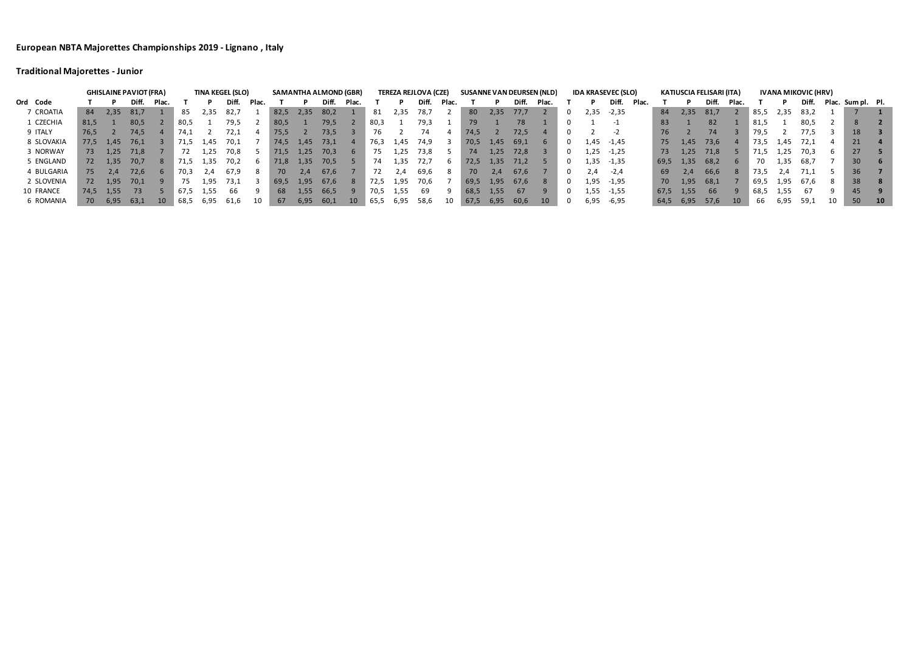# European NBTA Majorettes Championships 2019 - Lignano , Italy

## Traditional Majorettes - Junior

| | | GHISLAINE PAVIOT (FRA) | | | | TINA KEGEL (SLO) | | | | SAMANTHA ALMOND (GBR) | | | | TEREZA REJLOVA (CZE) | | | | SUSANNE VAN DEURSEN (NLD) | | | | IDA KRASEVEC (SLO) | | | | KATIUSCIA FELISARI (ITA) | | | | IVANA MIKOVIC (HRV) | | | | | |
|---|---|---|---|---|---|---|---|---|---|---|---|---|---|---|---|---|---|---|---|---|---|---|---|---|---|---|---|---|---|---|---|---|---|---|---|---|---|
| Ord | Code | T | P | Diff. | Plac. | T | P | Diff. | Plac. | T | P | Diff. | Plac. | T | P | Diff. | Plac. | T | P | Diff. | Plac. | T | P | Diff. | Plac. | T | P | Diff. | Plac. | T | P | Diff. | Plac. | Sum pl. | Pl. |
| 7 | CROATIA | 84 | 2,35 | 81,7 | 1 | 85 | 2,35 | 82,7 | 1 | 82,5 | 2,35 | 80,2 | 1 | 81 | 2,35 | 78,7 | 2 | 80 | 2,35 | 77,7 | 2 | 0 | 2,35 | -2,35 | | 84 | 2,35 | 81,7 | 2 | 85,5 | 2,35 | 83,2 | 1 | 7 | 1 |
| 1 | CZECHIA | 81,5 | 1 | 80,5 | 2 | 80,5 | 1 | 79,5 | 2 | 80,5 | 1 | 79,5 | 2 | 80,3 | 1 | 79,3 | 1 | 79 | 1 | 78 | 1 | 0 | 1 | -1 | | 83 | 1 | 82 | 1 | 81,5 | 1 | 80,5 | 2 | 8 | 2 |
| 9 | ITALY | 76,5 | 2 | 74,5 | 4 | 74,1 | 2 | 72,1 | 4 | 75,5 | 2 | 73,5 | 3 | 76 | 2 | 74 | 4 | 74,5 | 2 | 72,5 | 4 | 0 | 2 | -2 | | 76 | 2 | 74 | 3 | 79,5 | 2 | 77,5 | 3 | 18 | 3 |
| 8 | SLOVAKIA | 77,5 | 1,45 | 76,1 | 3 | 71,5 | 1,45 | 70,1 | 7 | 74,5 | 1,45 | 73,1 | 4 | 76,3 | 1,45 | 74,9 | 3 | 70,5 | 1,45 | 69,1 | 6 | 0 | 1,45 | -1,45 | | 75 | 1,45 | 73,6 | 4 | 73,5 | 1,45 | 72,1 | 4 | 21 | 4 |
| 3 | NORWAY | 73 | 1,25 | 71,8 | 7 | 72 | 1,25 | 70,8 | 5 | 71,5 | 1,25 | 70,3 | 6 | 75 | 1,25 | 73,8 | 5 | 74 | 1,25 | 72,8 | 3 | 0 | 1,25 | -1,25 | | 73 | 1,25 | 71,8 | 5 | 71,5 | 1,25 | 70,3 | 6 | 27 | 5 |
| 5 | ENGLAND | 72 | 1,35 | 70,7 | 8 | 71,5 | 1,35 | 70,2 | 6 | 71,8 | 1,35 | 70,5 | 5 | 74 | 1,35 | 72,7 | 6 | 72,5 | 1,35 | 71,2 | 5 | 0 | 1,35 | -1,35 | | 69,5 | 1,35 | 68,2 | 6 | 70 | 1,35 | 68,7 | 7 | 30 | 6 |
| 4 | BULGARIA | 75 | 2,4 | 72,6 | 6 | 70,3 | 2,4 | 67,9 | 8 | 70 | 2,4 | 67,6 | 7 | 72 | 2,4 | 69,6 | 8 | 70 | 2,4 | 67,6 | 7 | 0 | 2,4 | -2,4 | | 69 | 2,4 | 66,6 | 8 | 73,5 | 2,4 | 71,1 | 5 | 36 | 7 |
| 2 | SLOVENIA | 72 | 1,95 | 70,1 | 9 | 75 | 1,95 | 73,1 | 3 | 69,5 | 1,95 | 67,6 | 8 | 72,5 | 1,95 | 70,6 | 7 | 69,5 | 1,95 | 67,6 | 8 | 0 | 1,95 | -1,95 | | 70 | 1,95 | 68,1 | 7 | 69,5 | 1,95 | 67,6 | 8 | 38 | 8 |
| 10 | FRANCE | 74,5 | 1,55 | 73 | 5 | 67,5 | 1,55 | 66 | 9 | 68 | 1,55 | 66,5 | 9 | 70,5 | 1,55 | 69 | 9 | 68,5 | 1,55 | 67 | 9 | 0 | 1,55 | -1,55 | | 67,5 | 1,55 | 66 | 9 | 68,5 | 1,55 | 67 | 9 | 45 | 9 |
| 6 | ROMANIA | 70 | 6,95 | 63,1 | 10 | 68,5 | 6,95 | 61,6 | 10 | 67 | 6,95 | 60,1 | 10 | 65,5 | 6,95 | 58,6 | 10 | 67,5 | 6,95 | 60,6 | 10 | 0 | 6,95 | -6,95 | | 64,5 | 6,95 | 57,6 | 10 | 66 | 6,95 | 59,1 | 10 | 50 | 10 |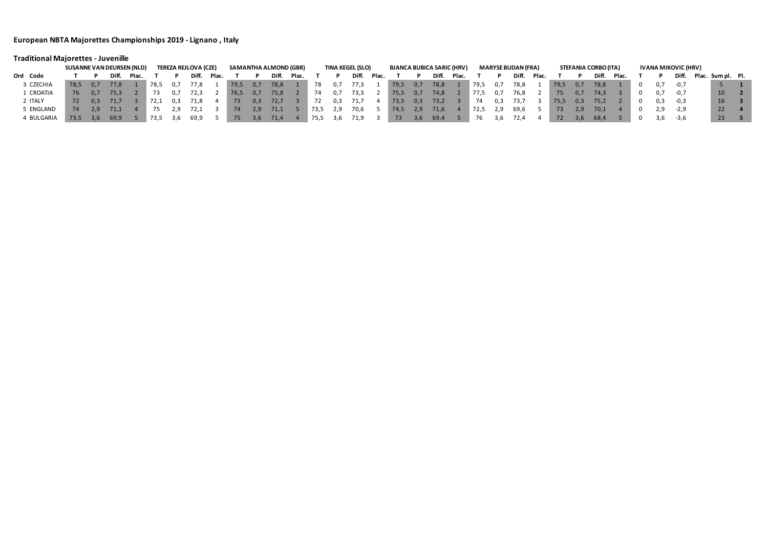**European NBTA Majorettes Championships 2019 - Lignano , Italy**

**Traditional Majorettes - Juvenille**

| | | SUSANNE VAN DEURSEN (NLD) | | | | TEREZA REJLOVA (CZE) | | | | SAMANTHA ALMOND (GBR) | | | | TINA KEGEL (SLO) | | | | BJANCA BUBICA SARIC (HRV) | | | | MARYSE BUDAN (FRA) | | | | STEFANIA CORBO (ITA) | | | | IVANA MIKOVIC (HRV) | | | | | |
|---|---|---|---|---|---|---|---|---|---|---|---|---|---|---|---|---|---|---|---|---|---|---|---|---|---|---|---|---|---|---|---|---|---|---|---|---|---|
| Ord | Code | T | P | Diff. | Plac. | T | P | Diff. | Plac. | T | P | Diff. | Plac. | T | P | Diff. | Plac. | T | P | Diff. | Plac. | T | P | Diff. | Plac. | T | P | Diff. | Plac. | T | P | Diff. | Plac. | Sum pl. | Pl. |
| 3 | CZECHIA | 78,5 | 0,7 | 77,8 | 1 | 78,5 | 0,7 | 77,8 | 1 | 79,5 | 0,7 | 78,8 | 1 | 78 | 0,7 | 77,3 | 1 | 79,5 | 0,7 | 78,8 | 1 | 79,5 | 0,7 | 78,8 | 1 | 79,5 | 0,7 | 78,8 | 1 | 0 | 0,7 | -0,7 | | 5 | 1 |
| 1 | CROATIA | 76 | 0,7 | 75,3 | 2 | 73 | 0,7 | 72,3 | 2 | 76,5 | 0,7 | 75,8 | 2 | 74 | 0,7 | 73,3 | 2 | 75,5 | 0,7 | 74,8 | 2 | 77,5 | 0,7 | 76,8 | 2 | 75 | 0,7 | 74,3 | 3 | 0 | 0,7 | -0,7 | | 10 | 2 |
| 2 | ITALY | 72 | 0,3 | 71,7 | 3 | 72,1 | 0,3 | 71,8 | 4 | 73 | 0,3 | 72,7 | 3 | 72 | 0,3 | 71,7 | 4 | 73,5 | 0,3 | 73,2 | 3 | 74 | 0,3 | 73,7 | 3 | 75,5 | 0,3 | 75,2 | 2 | 0 | 0,3 | -0,3 | | 16 | 3 |
| 5 | ENGLAND | 74 | 2,9 | 71,1 | 4 | 75 | 2,9 | 72,1 | 3 | 74 | 2,9 | 71,1 | 5 | 73,5 | 2,9 | 70,6 | 5 | 74,5 | 2,9 | 71,6 | 4 | 72,5 | 2,9 | 69,6 | 5 | 73 | 2,9 | 70,1 | 4 | 0 | 2,9 | -2,9 | | 22 | 4 |
| 4 | BULGARIA | 73,5 | 3,6 | 69,9 | 5 | 73,5 | 3,6 | 69,9 | 5 | 75 | 3,6 | 71,4 | 4 | 75,5 | 3,6 | 71,9 | 3 | 73 | 3,6 | 69,4 | 5 | 76 | 3,6 | 72,4 | 4 | 72 | 3,6 | 68,4 | 5 | 0 | 3,6 | -3,6 | | 23 | 5 |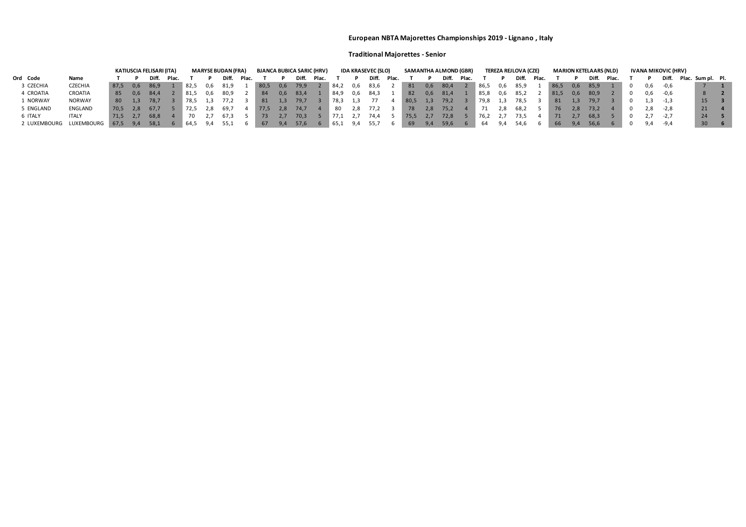# European NBTA Majorettes Championships 2019 - Lignano , Italy

## Traditional Majorettes - Senior

| | | | KATIUSCIA FELISARI (ITA) | | | | MARYSE BUDAN (FRA) | | | | BJANCA BUBICA SARIC (HRV) | | | | IDA KRASEVEC (SLO) | | | | SAMANTHA ALMOND (GBR) | | | | TEREZA REJLOVA (CZE) | | | | MARION KETELAARS (NLD) | | | | IVANA MIKOVIC (HRV) | | | | | |
|---|---|---|---|---|---|---|---|---|---|---|---|---|---|---|---|---|---|---|---|---|---|---|---|---|---|---|---|---|---|---|---|---|---|---|---|---|---|---|
| Ord | Code | Name | T | P | Diff. | Plac. | T | P | Diff. | Plac. | T | P | Diff. | Plac. | T | P | Diff. | Plac. | T | P | Diff. | Plac. | T | P | Diff. | Plac. | T | P | Diff. | Plac. | T | P | Diff. | Plac. | Sum pl. | Pl. |
| 3 | CZECHIA | CZECHIA | 87,5 | 0,6 | 86,9 | 1 | 82,5 | 0,6 | 81,9 | 1 | 80,5 | 0,6 | 79,9 | 2 | 84,2 | 0,6 | 83,6 | 2 | 81 | 0,6 | 80,4 | 2 | 86,5 | 0,6 | 85,9 | 1 | 86,5 | 0,6 | 85,9 | 1 | 0 | 0,6 | -0,6 | | 7 | **1** |
| 4 | CROATIA | CROATIA | 85 | 0,6 | 84,4 | 2 | 81,5 | 0,6 | 80,9 | 2 | 84 | 0,6 | 83,4 | 1 | 84,9 | 0,6 | 84,3 | 1 | 82 | 0,6 | 81,4 | 1 | 85,8 | 0,6 | 85,2 | 2 | 81,5 | 0,6 | 80,9 | 2 | 0 | 0,6 | -0,6 | | 8 | **2** |
| 1 | NORWAY | NORWAY | 80 | 1,3 | 78,7 | 3 | 78,5 | 1,3 | 77,2 | 3 | 81 | 1,3 | 79,7 | 3 | 78,3 | 1,3 | 77 | 4 | 80,5 | 1,3 | 79,2 | 3 | 79,8 | 1,3 | 78,5 | 3 | 81 | 1,3 | 79,7 | 3 | 0 | 1,3 | -1,3 | | 15 | **3** |
| 5 | ENGLAND | ENGLAND | 70,5 | 2,8 | 67,7 | 5 | 72,5 | 2,8 | 69,7 | 4 | 77,5 | 2,8 | 74,7 | 4 | 80 | 2,8 | 77,2 | 3 | 78 | 2,8 | 75,2 | 4 | 71 | 2,8 | 68,2 | 5 | 76 | 2,8 | 73,2 | 4 | 0 | 2,8 | -2,8 | | 21 | **4** |
| 6 | ITALY | ITALY | 71,5 | 2,7 | 68,8 | 4 | 70 | 2,7 | 67,3 | 5 | 73 | 2,7 | 70,3 | 5 | 77,1 | 2,7 | 74,4 | 5 | 75,5 | 2,7 | 72,8 | 5 | 76,2 | 2,7 | 73,5 | 4 | 71 | 2,7 | 68,3 | 5 | 0 | 2,7 | -2,7 | | 24 | **5** |
| 2 | LUXEMBOURG | LUXEMBOURG | 67,5 | 9,4 | 58,1 | 6 | 64,5 | 9,4 | 55,1 | 6 | 67 | 9,4 | 57,6 | 6 | 65,1 | 9,4 | 55,7 | 6 | 69 | 9,4 | 59,6 | 6 | 64 | 9,4 | 54,6 | 6 | 66 | 9,4 | 56,6 | 6 | 0 | 9,4 | -9,4 | | 30 | **6** |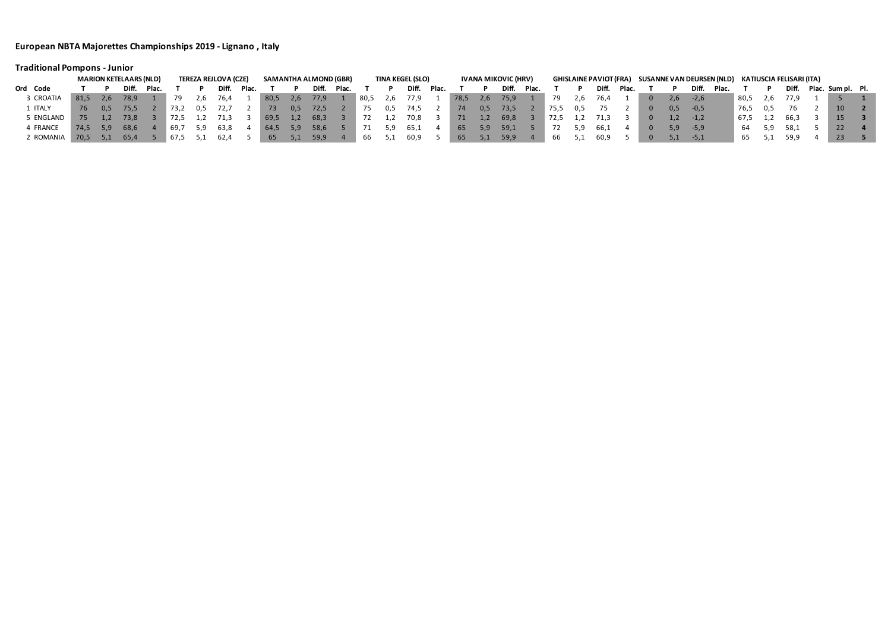## European NBTA Majorettes Championships 2019 - Lignano , Italy

### Traditional Pompons - Junior

| | | MARION KETELAARS (NLD) | | | | TEREZA REJLOVA (CZE) | | | | SAMANTHA ALMOND (GBR) | | | | TINA KEGEL (SLO) | | | | IVANA MIKOVIC (HRV) | | | | GHISLAINE PAVIOT (FRA) | | | | SUSANNE VAN DEURSEN (NLD) | | | | KATIUSCIA FELISARI (ITA) | | | | | |
|---|---|---|---|---|---|---|---|---|---|---|---|---|---|---|---|---|---|---|---|---|---|---|---|---|---|---|---|---|---|---|---|---|---|---|---|---|---|
| Ord | Code | T | P | Diff. | Plac. | T | P | Diff. | Plac. | T | P | Diff. | Plac. | T | P | Diff. | Plac. | T | P | Diff. | Plac. | T | P | Diff. | Plac. | T | P | Diff. | Plac. | T | P | Diff. | Plac. | Sum pl. | Pl. |
| 3 | CROATIA | 81,5 | 2,6 | 78,9 | 1 | 79 | 2,6 | 76,4 | 1 | 80,5 | 2,6 | 77,9 | 1 | 80,5 | 2,6 | 77,9 | 1 | 78,5 | 2,6 | 75,9 | 1 | 79 | 2,6 | 76,4 | 1 | 0 | 2,6 | -2,6 | | 80,5 | 2,6 | 77,9 | 1 | 5 | 1 |
| 1 | ITALY | 76 | 0,5 | 75,5 | 2 | 73,2 | 0,5 | 72,7 | 2 | 73 | 0,5 | 72,5 | 2 | 75 | 0,5 | 74,5 | 2 | 74 | 0,5 | 73,5 | 2 | 75,5 | 0,5 | 75 | 2 | 0 | 0,5 | -0,5 | | 76,5 | 0,5 | 76 | 2 | 10 | 2 |
| 5 | ENGLAND | 75 | 1,2 | 73,8 | 3 | 72,5 | 1,2 | 71,3 | 3 | 69,5 | 1,2 | 68,3 | 3 | 72 | 1,2 | 70,8 | 3 | 71 | 1,2 | 69,8 | 3 | 72,5 | 1,2 | 71,3 | 3 | 0 | 1,2 | -1,2 | | 67,5 | 1,2 | 66,3 | 3 | 15 | 3 |
| 4 | FRANCE | 74,5 | 5,9 | 68,6 | 4 | 69,7 | 5,9 | 63,8 | 4 | 64,5 | 5,9 | 58,6 | 5 | 71 | 5,9 | 65,1 | 4 | 65 | 5,9 | 59,1 | 5 | 72 | 5,9 | 66,1 | 4 | 0 | 5,9 | -5,9 | | 64 | 5,9 | 58,1 | 5 | 22 | 4 |
| 2 | ROMANIA | 70,5 | 5,1 | 65,4 | 5 | 67,5 | 5,1 | 62,4 | 5 | 65 | 5,1 | 59,9 | 4 | 66 | 5,1 | 60,9 | 5 | 65 | 5,1 | 59,9 | 4 | 66 | 5,1 | 60,9 | 5 | 0 | 5,1 | -5,1 | | 65 | 5,1 | 59,9 | 4 | 23 | 5 |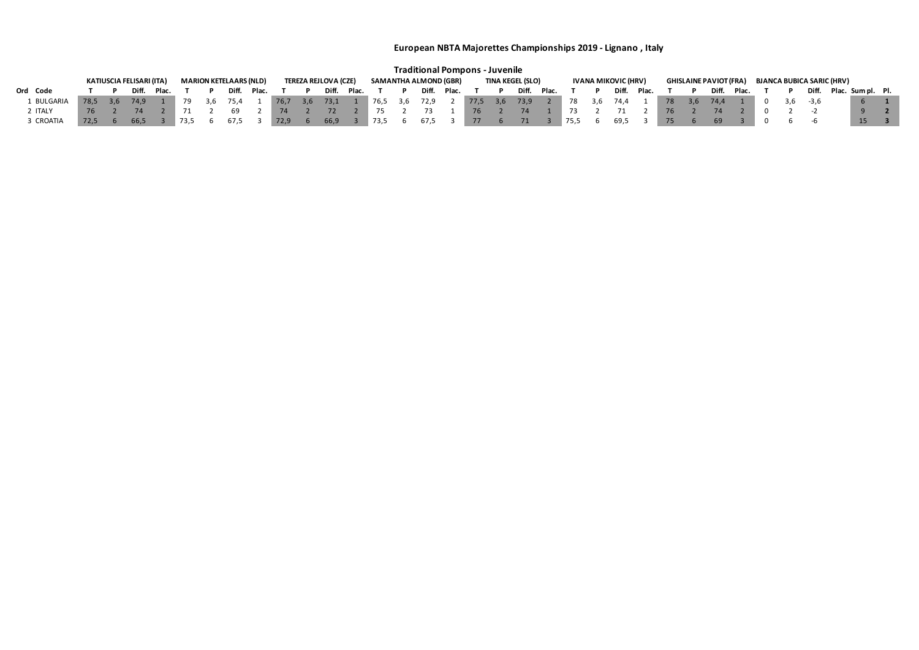# European NBTA Majorettes Championships 2019 - Lignano , Italy

## Traditional Pompons - Juvenile

| | | KATIUSCIA FELISARI (ITA) | | | | MARION KETELAARS (NLD) | | | | TEREZA REJLOVA (CZE) | | | | SAMANTHA ALMOND (GBR) | | | | TINA KEGEL (SLO) | | | | IVANA MIKOVIC (HRV) | | | | GHISLAINE PAVIOT (FRA) | | | | BJANCA BUBICA SARIC (HRV) | | | | | |
|---|---|---|---|---|---|---|---|---|---|---|---|---|---|---|---|---|---|---|---|---|---|---|---|---|---|---|---|---|---|---|---|---|---|---|---|---|---|
| Ord | Code | T | P | Diff. | Plac. | T | P | Diff. | Plac. | T | P | Diff. | Plac. | T | P | Diff. | Plac. | T | P | Diff. | Plac. | T | P | Diff. | Plac. | T | P | Diff. | Plac. | T | P | Diff. | Plac. | Sum pl. | Pl. |
| 1 | BULGARIA | 78,5 | 3,6 | 74,9 | 1 | 79 | 3,6 | 75,4 | 1 | 76,7 | 3,6 | 73,1 | 1 | 76,5 | 3,6 | 72,9 | 2 | 77,5 | 3,6 | 73,9 | 2 | 78 | 3,6 | 74,4 | 1 | 78 | 3,6 | 74,4 | 1 | 0 | 3,6 | -3,6 | | 6 | **1** |
| 2 | ITALY | 76 | 2 | 74 | 2 | 71 | 2 | 69 | 2 | 74 | 2 | 72 | 2 | 75 | 2 | 73 | 1 | 76 | 2 | 74 | 1 | 73 | 2 | 71 | 2 | 76 | 2 | 74 | 2 | 0 | 2 | -2 | | 9 | **2** |
| 3 | CROATIA | 72,5 | 6 | 66,5 | 3 | 73,5 | 6 | 67,5 | 3 | 72,9 | 6 | 66,9 | 3 | 73,5 | 6 | 67,5 | 3 | 77 | 6 | 71 | 3 | 75,5 | 6 | 69,5 | 3 | 75 | 6 | 69 | 3 | 0 | 6 | -6 | | 15 | **3** |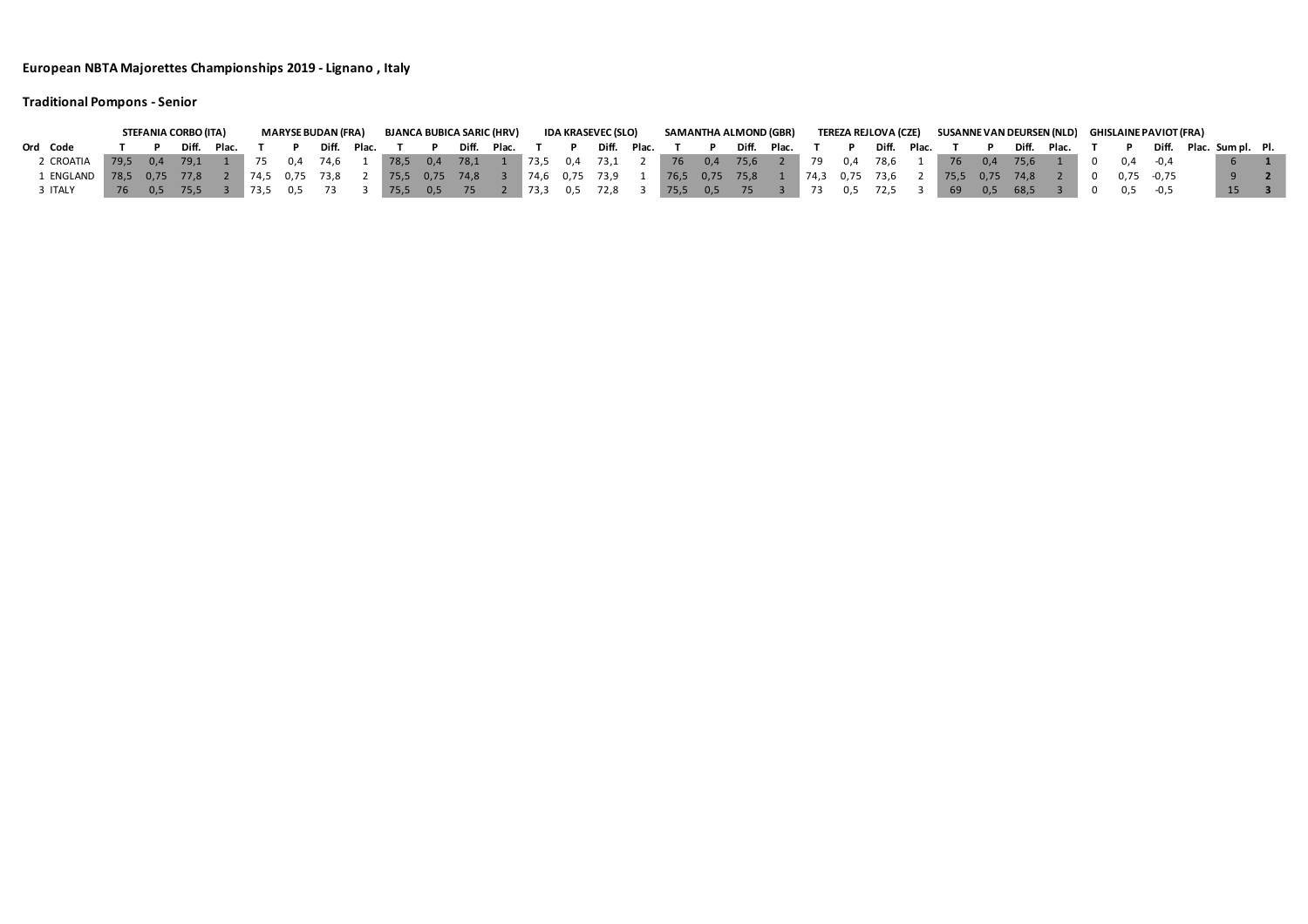**European NBTA Majorettes Championships 2019 - Lignano , Italy**

**Traditional Pompons - Senior**

| | | STEFANIA CORBO (ITA) | | | | MARYSE BUDAN (FRA) | | | | BJANCA BUBICA SARIC (HRV) | | | | IDA KRASEVEC (SLO) | | | | SAMANTHA ALMOND (GBR) | | | | TEREZA REJLOVA (CZE) | | | | SUSANNE VAN DEURSEN (NLD) | | | | GHISLAINE PAVIOT (FRA) | | | | | |
|---|---|---|---|---|---|---|---|---|---|---|---|---|---|---|---|---|---|---|---|---|---|---|---|---|---|---|---|---|---|---|---|---|---|---|---|---|---|
| **Ord** | **Code** | **T** | **P** | **Diff.** | **Plac.** | **T** | **P** | **Diff.** | **Plac.** | **T** | **P** | **Diff.** | **Plac.** | **T** | **P** | **Diff.** | **Plac.** | **T** | **P** | **Diff.** | **Plac.** | **T** | **P** | **Diff.** | **Plac.** | **T** | **P** | **Diff.** | **Plac.** | **T** | **P** | **Diff.** | **Plac.** | **Sum pl.** | **Pl.** |
| 2 | CROATIA | 79,5 | 0,4 | 79,1 | 1 | 75 | 0,4 | 74,6 | 1 | 78,5 | 0,4 | 78,1 | 1 | 73,5 | 0,4 | 73,1 | 2 | 76 | 0,4 | 75,6 | 2 | 79 | 0,4 | 78,6 | 1 | 76 | 0,4 | 75,6 | 1 | 0 | 0,4 | -0,4 | | 6 | **1** |
| 1 | ENGLAND | 78,5 | 0,75 | 77,8 | 2 | 74,5 | 0,75 | 73,8 | 2 | 75,5 | 0,75 | 74,8 | 3 | 74,6 | 0,75 | 73,9 | 1 | 76,5 | 0,75 | 75,8 | 1 | 74,3 | 0,75 | 73,6 | 2 | 75,5 | 0,75 | 74,8 | 2 | 0 | 0,75 | -0,75 | | 9 | **2** |
| 3 | ITALY | 76 | 0,5 | 75,5 | 3 | 73,5 | 0,5 | 73 | 3 | 75,5 | 0,5 | 75 | 2 | 73,3 | 0,5 | 72,8 | 3 | 75,5 | 0,5 | 75 | 3 | 73 | 0,5 | 72,5 | 3 | 69 | 0,5 | 68,5 | 3 | 0 | 0,5 | -0,5 | | 15 | **3** |